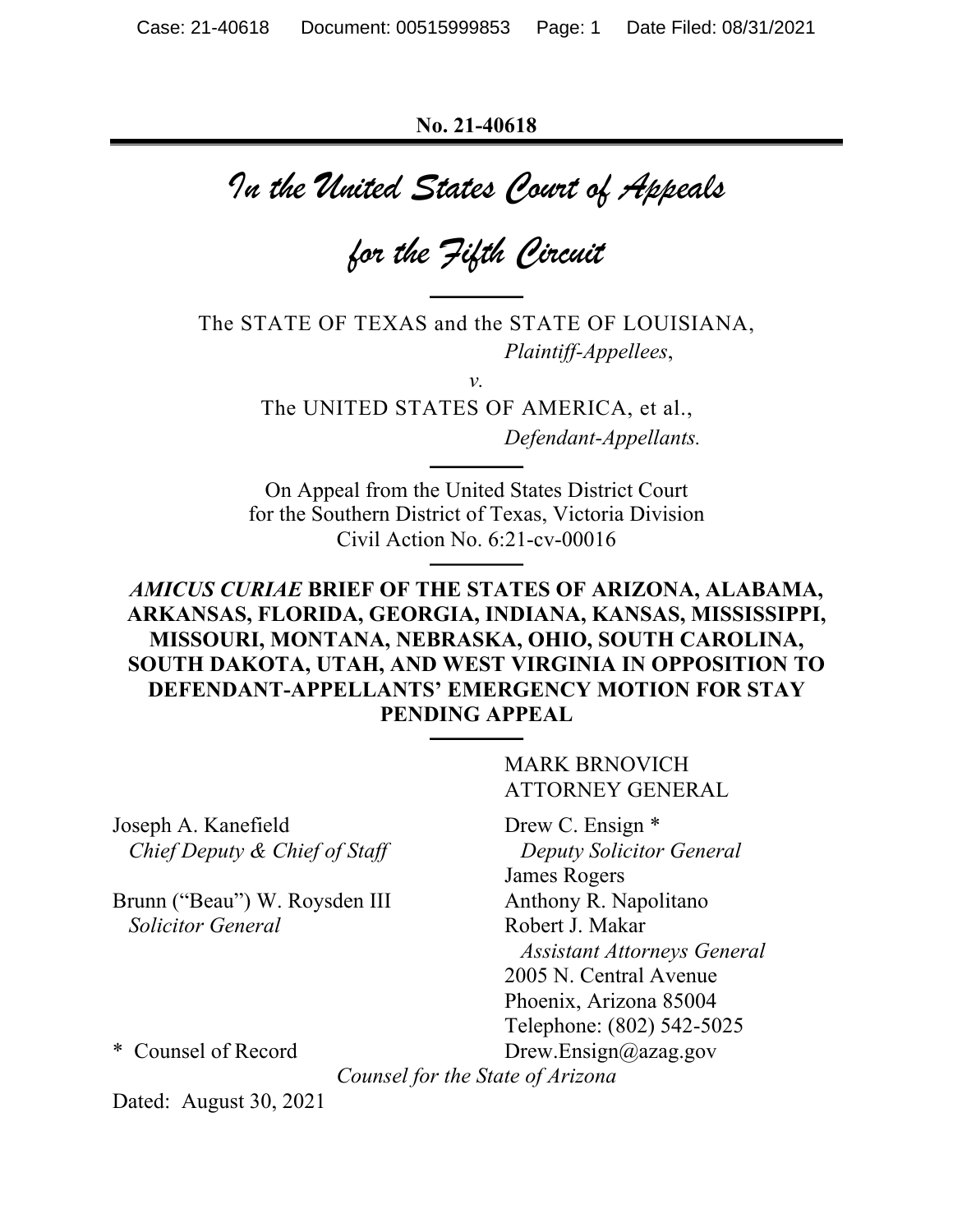No. 21-40618

# *In the United States Court of Appeals for the Fifth Circuit*

The STATE OF TEXAS and the STATE OF LOUISIANA,
*Plaintiff-Appellees*,

*v.*

The UNITED STATES OF AMERICA, et al.,
*Defendant-Appellants.*

On Appeal from the United States District Court
for the Southern District of Texas, Victoria Division
Civil Action No. 6:21-cv-00016

***AMICUS CURIAE* BRIEF OF THE STATES OF ARIZONA, ALABAMA, ARKANSAS, FLORIDA, GEORGIA, INDIANA, KANSAS, MISSISSIPPI, MISSOURI, MONTANA, NEBRASKA, OHIO, SOUTH CAROLINA, SOUTH DAKOTA, UTAH, AND WEST VIRGINIA IN OPPOSITION TO DEFENDANT-APPELLANTS' EMERGENCY MOTION FOR STAY PENDING APPEAL**

MARK BRNOVICH
ATTORNEY GENERAL

Joseph A. Kanefield
*Chief Deputy & Chief of Staff*

Brunn ("Beau") W. Roysden III
*Solicitor General*

Drew C. Ensign *
*Deputy Solicitor General*
James Rogers
Anthony R. Napolitano
Robert J. Makar
*Assistant Attorneys General*
2005 N. Central Avenue
Phoenix, Arizona 85004
Telephone: (802) 542-5025
Drew.Ensign@azag.gov

\* Counsel of Record

*Counsel for the State of Arizona*

Dated: August 30, 2021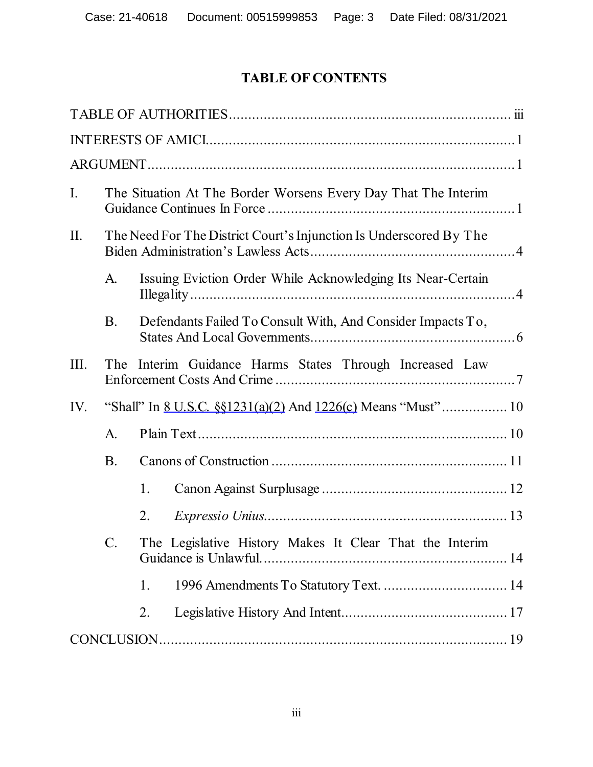# TABLE OF CONTENTS

TABLE OF AUTHORITIES .......................................................................... iii

INTERESTS OF AMICI................................................................................1

ARGUMENT.................................................................................................1

I. The Situation At The Border Worsens Every Day That The Interim Guidance Continues In Force .................................................................1

II. The Need For The District Court's Injunction Is Underscored By The Biden Administration's Lawless Acts.....................................................4

   A. Issuing Eviction Order While Acknowledging Its Near-Certain Illegality ...................................................................................4

   B. Defendants Failed To Consult With, And Consider Impacts To, States And Local Governments.....................................................6

III. The Interim Guidance Harms States Through Increased Law Enforcement Costs And Crime .............................................................7

IV. "Shall" In 8 U.S.C. §§1231(a)(2) And 1226(c) Means "Must" .................10

   A. Plain Text .................................................................................10

   B. Canons of Construction .............................................................11

      1. Canon Against Surplusage ..................................................12

      2. *Expressio Unius*...............................................................13

   C. The Legislative History Makes It Clear That the Interim Guidance is Unlawful.................................................................14

      1. 1996 Amendments To Statutory Text. .................................14

      2. Legislative History And Intent...........................................17

CONCLUSION............................................................................................19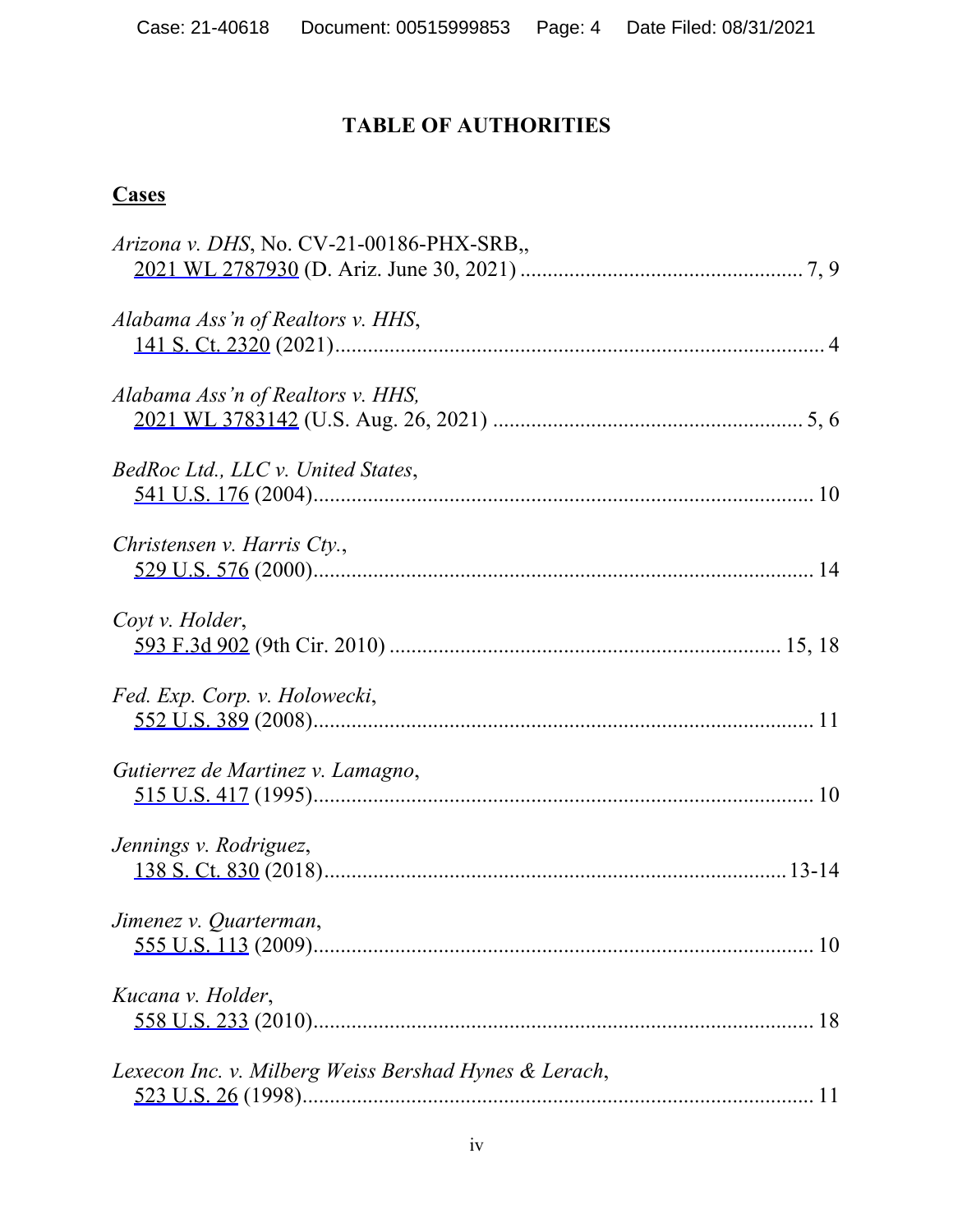# TABLE OF AUTHORITIES

## Cases

*Arizona v. DHS*, No. CV-21-00186-PHX-SRB,,
2021 WL 2787930 (D. Ariz. June 30, 2021) .................................................... 7, 9

*Alabama Ass'n of Realtors v. HHS*,
141 S. Ct. 2320 (2021)......................................................................................... 4

*Alabama Ass'n of Realtors v. HHS,*
2021 WL 3783142 (U.S. Aug. 26, 2021) ......................................................... 5, 6

*BedRoc Ltd., LLC v. United States*,
541 U.S. 176 (2004)........................................................................................... 10

*Christensen v. Harris Cty.*,
529 U.S. 576 (2000)........................................................................................... 14

*Coyt v. Holder*,
593 F.3d 902 (9th Cir. 2010) ....................................................................... 15, 18

*Fed. Exp. Corp. v. Holowecki*,
552 U.S. 389 (2008)........................................................................................... 11

*Gutierrez de Martinez v. Lamagno*,
515 U.S. 417 (1995)........................................................................................... 10

*Jennings v. Rodriguez*,
138 S. Ct. 830 (2018).................................................................................... 13-14

*Jimenez v. Quarterman*,
555 U.S. 113 (2009)........................................................................................... 10

*Kucana v. Holder*,
558 U.S. 233 (2010)........................................................................................... 18

*Lexecon Inc. v. Milberg Weiss Bershad Hynes & Lerach*,
523 U.S. 26 (1998)............................................................................................. 11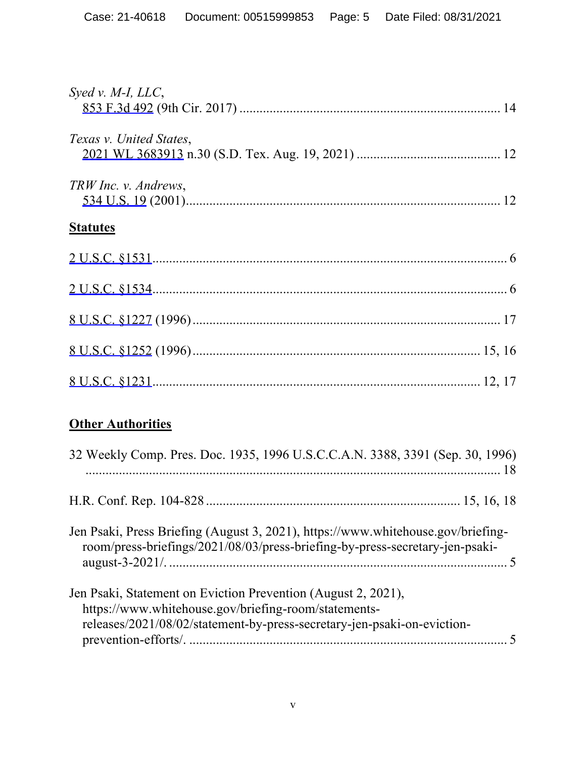*Syed v. M-I, LLC*,
853 F.3d 492 (9th Cir. 2017) ............................................................................ 14

*Texas v. United States*,
2021 WL 3683913 n.30 (S.D. Tex. Aug. 19, 2021) ........................................... 12

*TRW Inc. v. Andrews*,
534 U.S. 19 (2001)............................................................................................. 12

**Statutes**

2 U.S.C. §1531......................................................................................................... 6

2 U.S.C. §1534......................................................................................................... 6

8 U.S.C. §1227 (1996).......................................................................................... 17

8 U.S.C. §1252 (1996).................................................................................... 15, 16

8 U.S.C. §1231................................................................................................ 12, 17

**Other Authorities**

32 Weekly Comp. Pres. Doc. 1935, 1996 U.S.C.C.A.N. 3388, 3391 (Sep. 30, 1996) ............................................................................................................... 18

H.R. Conf. Rep. 104-828 ......................................................................... 15, 16, 18

Jen Psaki, Press Briefing (August 3, 2021), https://www.whitehouse.gov/briefing-room/press-briefings/2021/08/03/press-briefing-by-press-secretary-jen-psaki-august-3-2021/. ..................................................................................................... 5

Jen Psaki, Statement on Eviction Prevention (August 2, 2021), https://www.whitehouse.gov/briefing-room/statements-releases/2021/08/02/statement-by-press-secretary-jen-psaki-on-eviction-prevention-efforts/. ............................................................................................... 5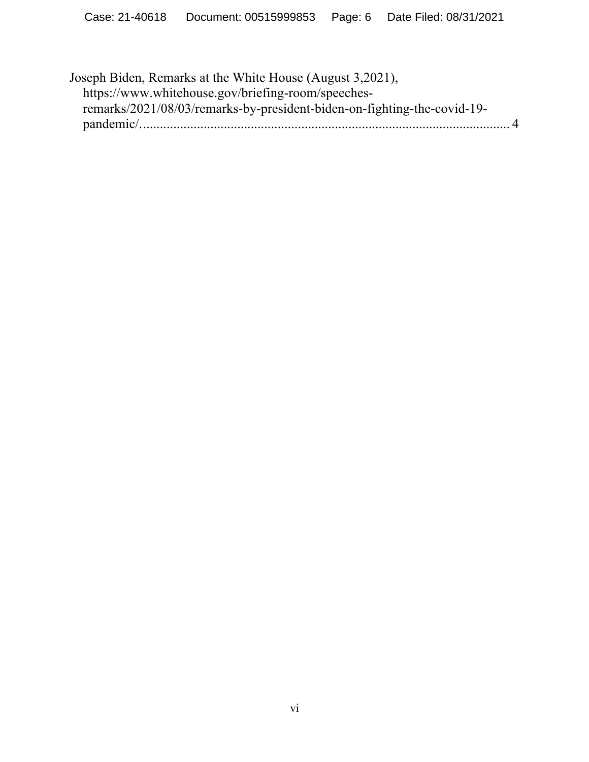Joseph Biden, Remarks at the White House (August 3,2021), https://www.whitehouse.gov/briefing-room/speeches-remarks/2021/08/03/remarks-by-president-biden-on-fighting-the-covid-19-pandemic/................................................................................................................ 4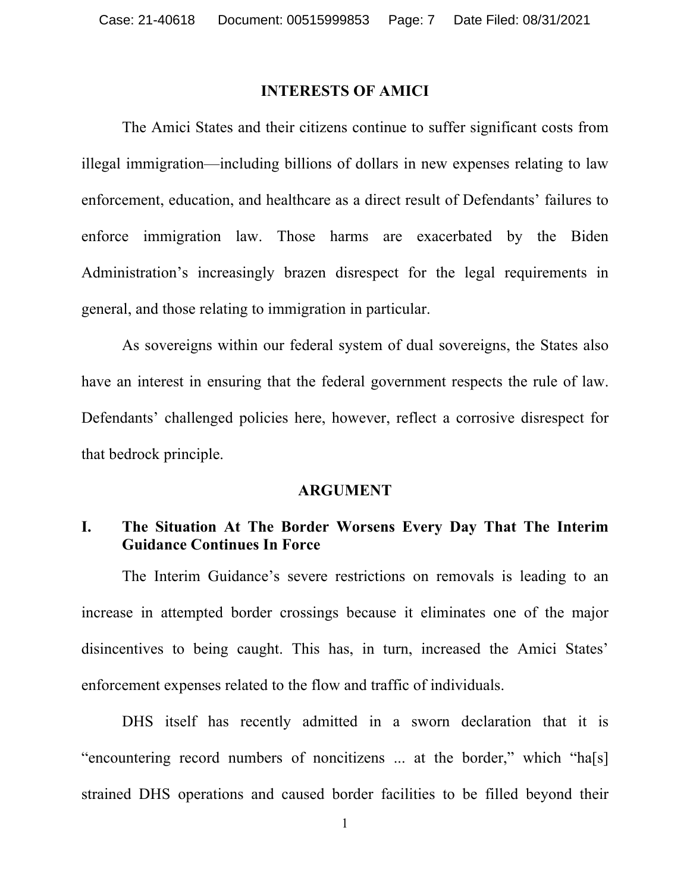## INTERESTS OF AMICI

The Amici States and their citizens continue to suffer significant costs from illegal immigration—including billions of dollars in new expenses relating to law enforcement, education, and healthcare as a direct result of Defendants' failures to enforce immigration law. Those harms are exacerbated by the Biden Administration's increasingly brazen disrespect for the legal requirements in general, and those relating to immigration in particular.

As sovereigns within our federal system of dual sovereigns, the States also have an interest in ensuring that the federal government respects the rule of law. Defendants' challenged policies here, however, reflect a corrosive disrespect for that bedrock principle.

## ARGUMENT

### I. The Situation At The Border Worsens Every Day That The Interim Guidance Continues In Force

The Interim Guidance's severe restrictions on removals is leading to an increase in attempted border crossings because it eliminates one of the major disincentives to being caught. This has, in turn, increased the Amici States' enforcement expenses related to the flow and traffic of individuals.

DHS itself has recently admitted in a sworn declaration that it is "encountering record numbers of noncitizens ... at the border," which "ha[s] strained DHS operations and caused border facilities to be filled beyond their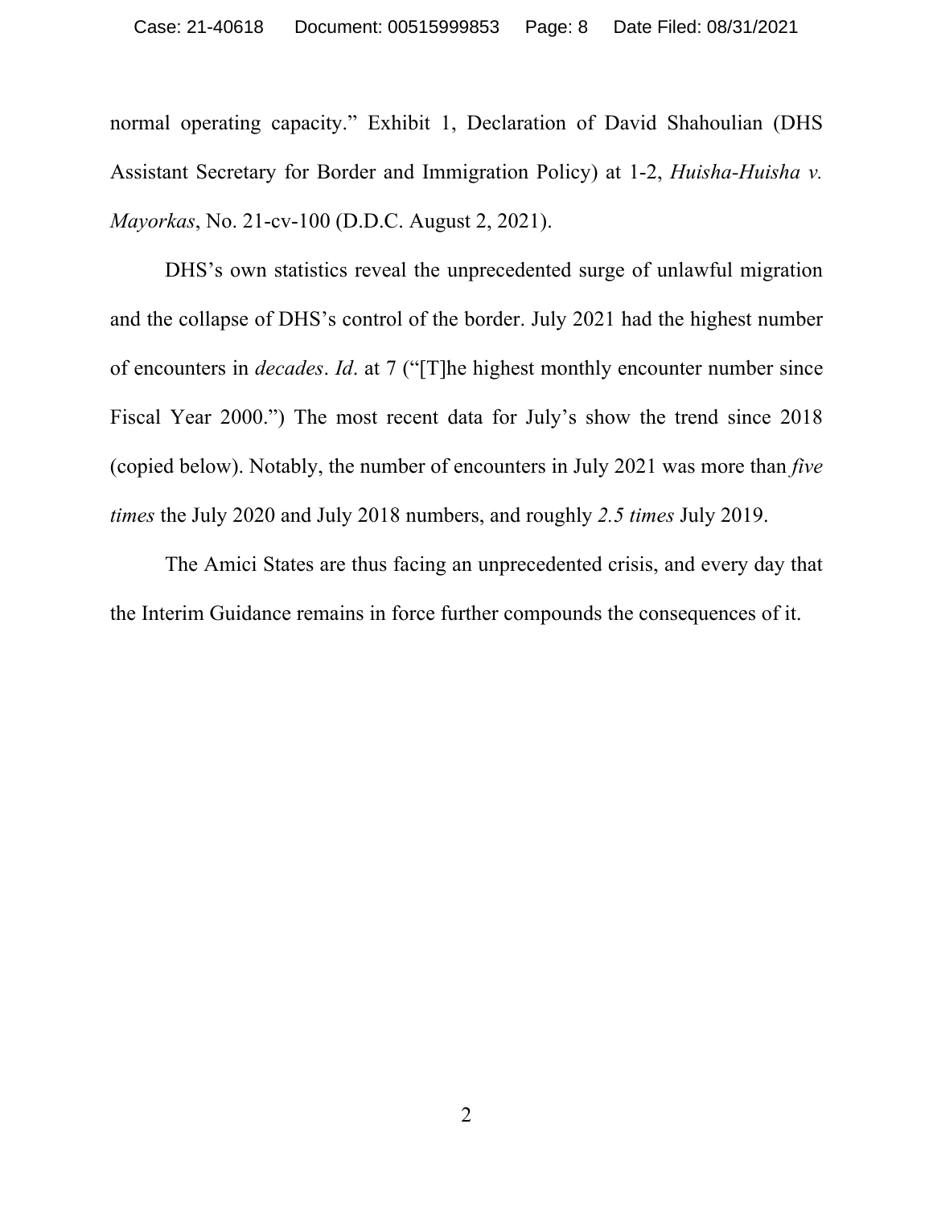normal operating capacity." Exhibit 1, Declaration of David Shahoulian (DHS Assistant Secretary for Border and Immigration Policy) at 1-2, *Huisha-Huisha v. Mayorkas*, No. 21-cv-100 (D.D.C. August 2, 2021).

DHS's own statistics reveal the unprecedented surge of unlawful migration and the collapse of DHS's control of the border. July 2021 had the highest number of encounters in *decades*. *Id*. at 7 ("[T]he highest monthly encounter number since Fiscal Year 2000.") The most recent data for July's show the trend since 2018 (copied below). Notably, the number of encounters in July 2021 was more than *five times* the July 2020 and July 2018 numbers, and roughly *2.5 times* July 2019.

The Amici States are thus facing an unprecedented crisis, and every day that the Interim Guidance remains in force further compounds the consequences of it.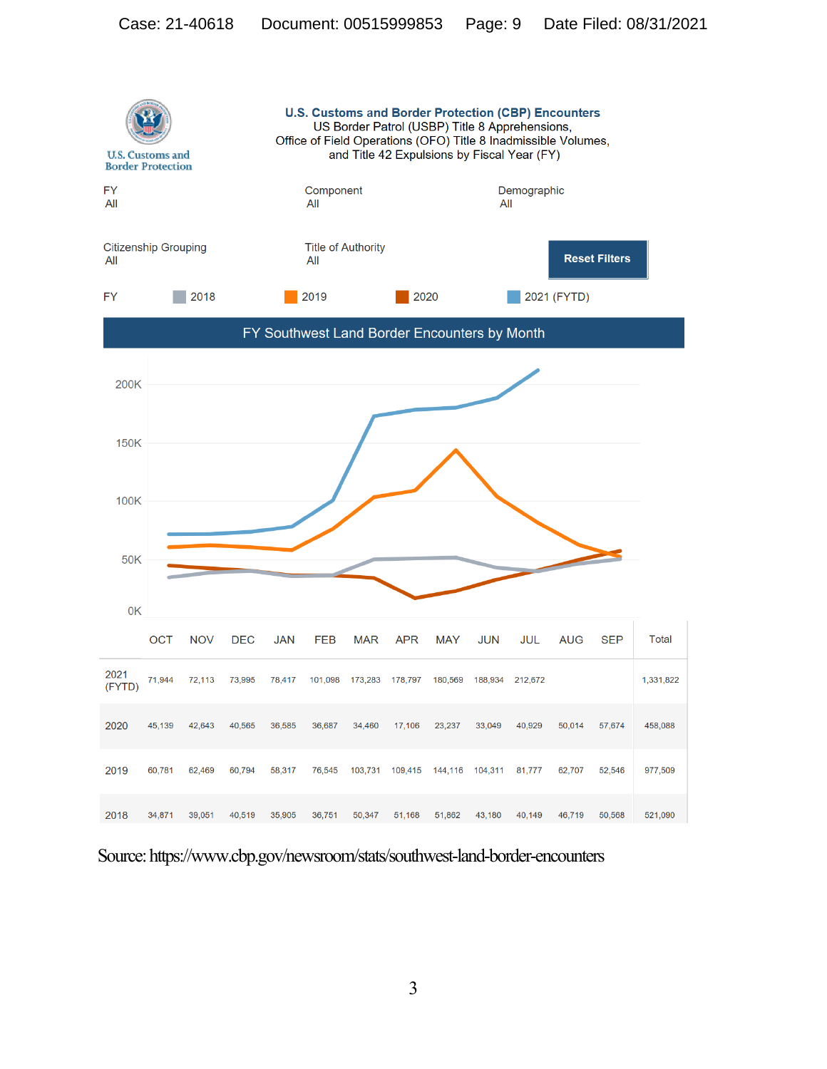U.S. Customs and Border Protection

**U.S. Customs and Border Protection (CBP) Encounters**
US Border Patrol (USBP) Title 8 Apprehensions,
Office of Field Operations (OFO) Title 8 Inadmissible Volumes,
and Title 42 Expulsions by Fiscal Year (FY)

FY
All

Component
All

Demographic
All

Citizenship Grouping
All

Title of Authority
All

Reset Filters

FY 2018 2019 2020 2021 (FYTD)

**FY Southwest Land Border Encounters by Month**

| | OCT | NOV | DEC | JAN | FEB | MAR | APR | MAY | JUN | JUL | AUG | SEP | Total |
|---|---|---|---|---|---|---|---|---|---|---|---|---|---|
| 2021 (FYTD) | 71,944 | 72,113 | 73,995 | 78,417 | 101,098 | 173,283 | 178,797 | 180,569 | 188,934 | 212,672 | | | 1,331,822 |
| 2020 | 45,139 | 42,643 | 40,565 | 36,585 | 36,687 | 34,460 | 17,106 | 23,237 | 33,049 | 40,929 | 50,014 | 57,674 | 458,088 |
| 2019 | 60,781 | 62,469 | 60,794 | 58,317 | 76,545 | 103,731 | 109,415 | 144,116 | 104,311 | 81,777 | 62,707 | 52,546 | 977,509 |
| 2018 | 34,871 | 39,051 | 40,519 | 35,905 | 36,751 | 50,347 | 51,168 | 51,862 | 43,180 | 40,149 | 46,719 | 50,568 | 521,090 |

Source: https://www.cbp.gov/newsroom/stats/southwest-land-border-encounters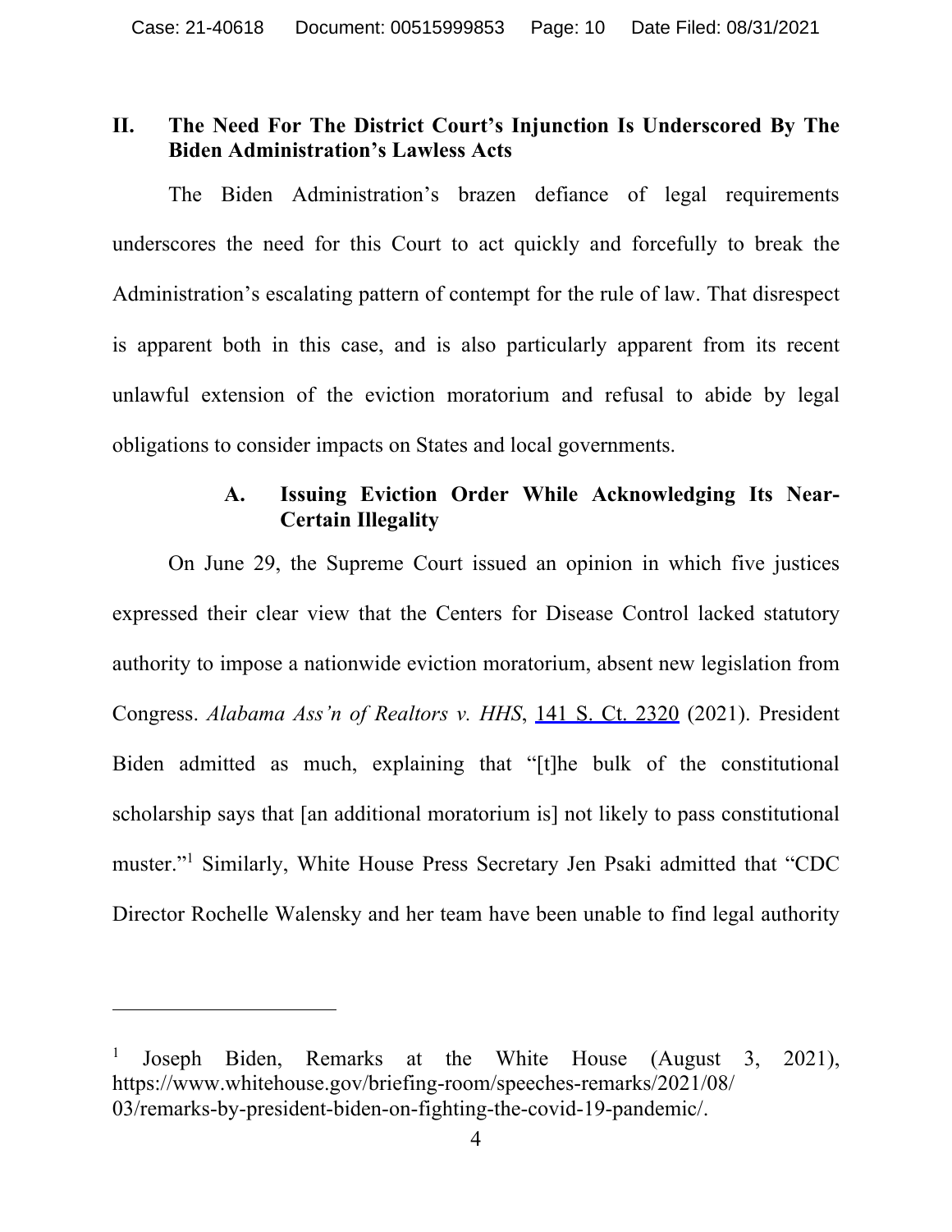## II. The Need For The District Court's Injunction Is Underscored By The Biden Administration's Lawless Acts

The Biden Administration's brazen defiance of legal requirements underscores the need for this Court to act quickly and forcefully to break the Administration's escalating pattern of contempt for the rule of law. That disrespect is apparent both in this case, and is also particularly apparent from its recent unlawful extension of the eviction moratorium and refusal to abide by legal obligations to consider impacts on States and local governments.

### A. Issuing Eviction Order While Acknowledging Its Near-Certain Illegality

On June 29, the Supreme Court issued an opinion in which five justices expressed their clear view that the Centers for Disease Control lacked statutory authority to impose a nationwide eviction moratorium, absent new legislation from Congress. *Alabama Ass'n of Realtors v. HHS*, 141 S. Ct. 2320 (2021). President Biden admitted as much, explaining that "[t]he bulk of the constitutional scholarship says that [an additional moratorium is] not likely to pass constitutional muster."[1] Similarly, White House Press Secretary Jen Psaki admitted that "CDC Director Rochelle Walensky and her team have been unable to find legal authority

---

[1] Joseph Biden, Remarks at the White House (August 3, 2021), https://www.whitehouse.gov/briefing-room/speeches-remarks/2021/08/03/remarks-by-president-biden-on-fighting-the-covid-19-pandemic/.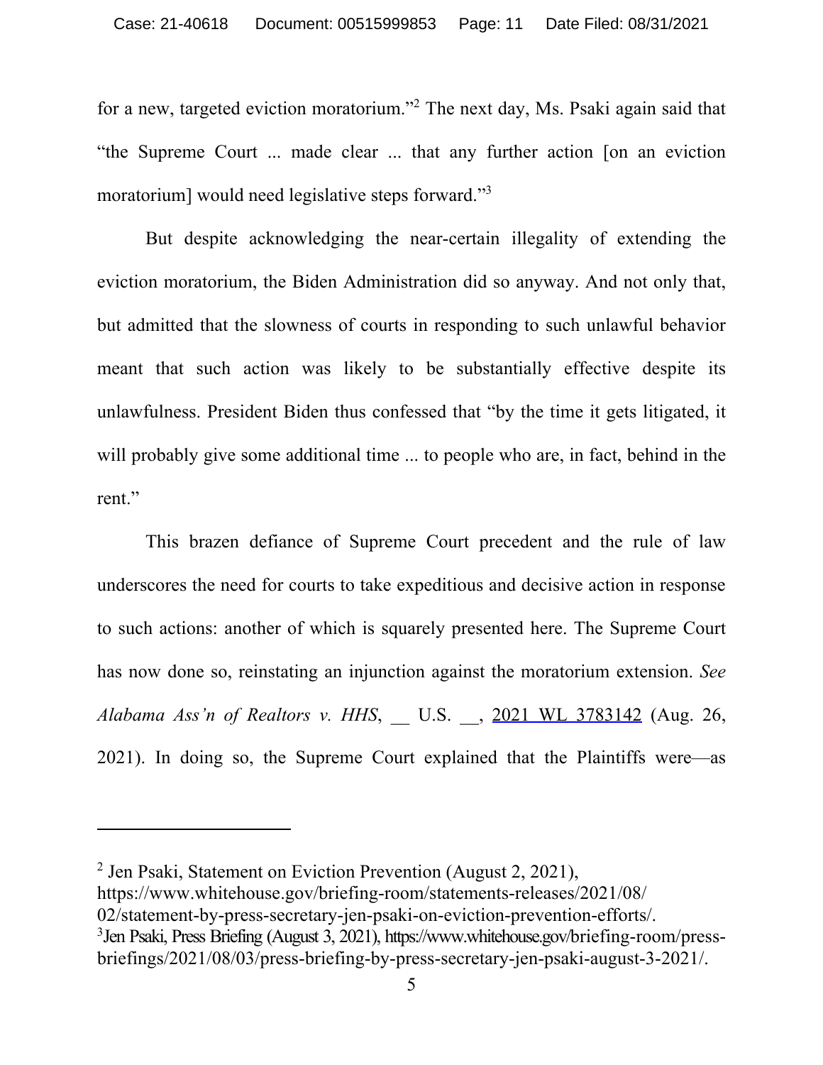for a new, targeted eviction moratorium."[2] The next day, Ms. Psaki again said that "the Supreme Court ... made clear ... that any further action [on an eviction moratorium] would need legislative steps forward."[3]

But despite acknowledging the near-certain illegality of extending the eviction moratorium, the Biden Administration did so anyway. And not only that, but admitted that the slowness of courts in responding to such unlawful behavior meant that such action was likely to be substantially effective despite its unlawfulness. President Biden thus confessed that "by the time it gets litigated, it will probably give some additional time ... to people who are, in fact, behind in the rent."

This brazen defiance of Supreme Court precedent and the rule of law underscores the need for courts to take expeditious and decisive action in response to such actions: another of which is squarely presented here. The Supreme Court has now done so, reinstating an injunction against the moratorium extension. *See Alabama Ass'n of Realtors v. HHS*, __ U.S. __, 2021 WL 3783142 (Aug. 26, 2021). In doing so, the Supreme Court explained that the Plaintiffs were—as

---

[2] Jen Psaki, Statement on Eviction Prevention (August 2, 2021), https://www.whitehouse.gov/briefing-room/statements-releases/2021/08/02/statement-by-press-secretary-jen-psaki-on-eviction-prevention-efforts/.

[3] Jen Psaki, Press Briefing (August 3, 2021), https://www.whitehouse.gov/briefing-room/press-briefings/2021/08/03/press-briefing-by-press-secretary-jen-psaki-august-3-2021/.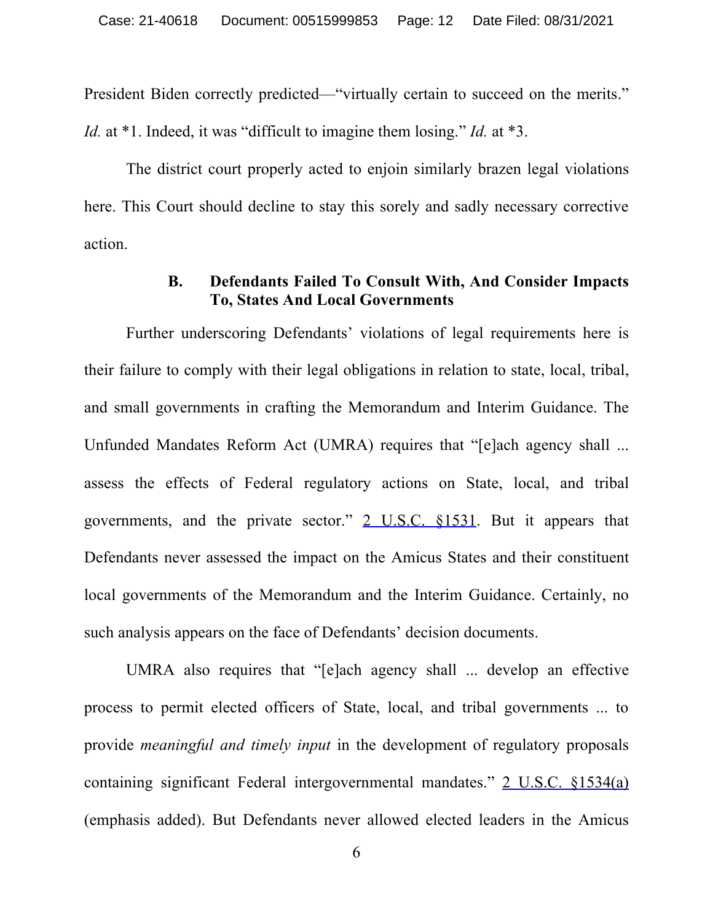President Biden correctly predicted—"virtually certain to succeed on the merits." *Id.* at *1. Indeed, it was "difficult to imagine them losing." *Id.* at *3.

The district court properly acted to enjoin similarly brazen legal violations here. This Court should decline to stay this sorely and sadly necessary corrective action.

### B. Defendants Failed To Consult With, And Consider Impacts To, States And Local Governments

Further underscoring Defendants' violations of legal requirements here is their failure to comply with their legal obligations in relation to state, local, tribal, and small governments in crafting the Memorandum and Interim Guidance. The Unfunded Mandates Reform Act (UMRA) requires that "[e]ach agency shall ... assess the effects of Federal regulatory actions on State, local, and tribal governments, and the private sector." 2 U.S.C. §1531. But it appears that Defendants never assessed the impact on the Amicus States and their constituent local governments of the Memorandum and the Interim Guidance. Certainly, no such analysis appears on the face of Defendants' decision documents.

UMRA also requires that "[e]ach agency shall ... develop an effective process to permit elected officers of State, local, and tribal governments ... to provide *meaningful and timely input* in the development of regulatory proposals containing significant Federal intergovernmental mandates." 2 U.S.C. §1534(a) (emphasis added). But Defendants never allowed elected leaders in the Amicus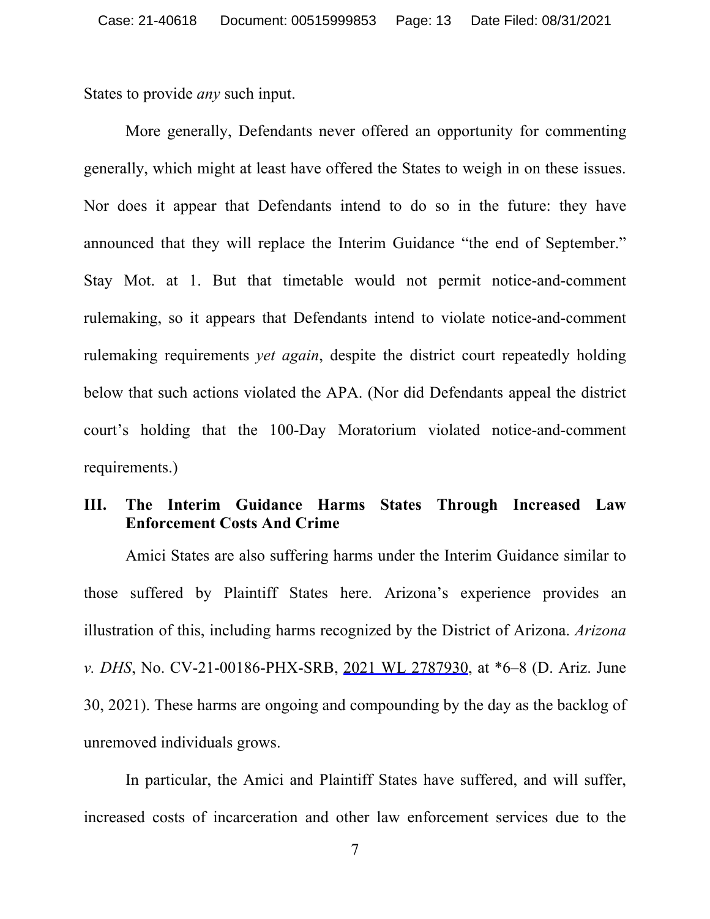States to provide *any* such input.

More generally, Defendants never offered an opportunity for commenting generally, which might at least have offered the States to weigh in on these issues. Nor does it appear that Defendants intend to do so in the future: they have announced that they will replace the Interim Guidance "the end of September." Stay Mot. at 1. But that timetable would not permit notice-and-comment rulemaking, so it appears that Defendants intend to violate notice-and-comment rulemaking requirements *yet again*, despite the district court repeatedly holding below that such actions violated the APA. (Nor did Defendants appeal the district court's holding that the 100-Day Moratorium violated notice-and-comment requirements.)

## III. The Interim Guidance Harms States Through Increased Law Enforcement Costs And Crime

Amici States are also suffering harms under the Interim Guidance similar to those suffered by Plaintiff States here. Arizona's experience provides an illustration of this, including harms recognized by the District of Arizona. *Arizona v. DHS*, No. CV-21-00186-PHX-SRB, 2021 WL 2787930, at *6–8 (D. Ariz. June 30, 2021). These harms are ongoing and compounding by the day as the backlog of unremoved individuals grows.

In particular, the Amici and Plaintiff States have suffered, and will suffer, increased costs of incarceration and other law enforcement services due to the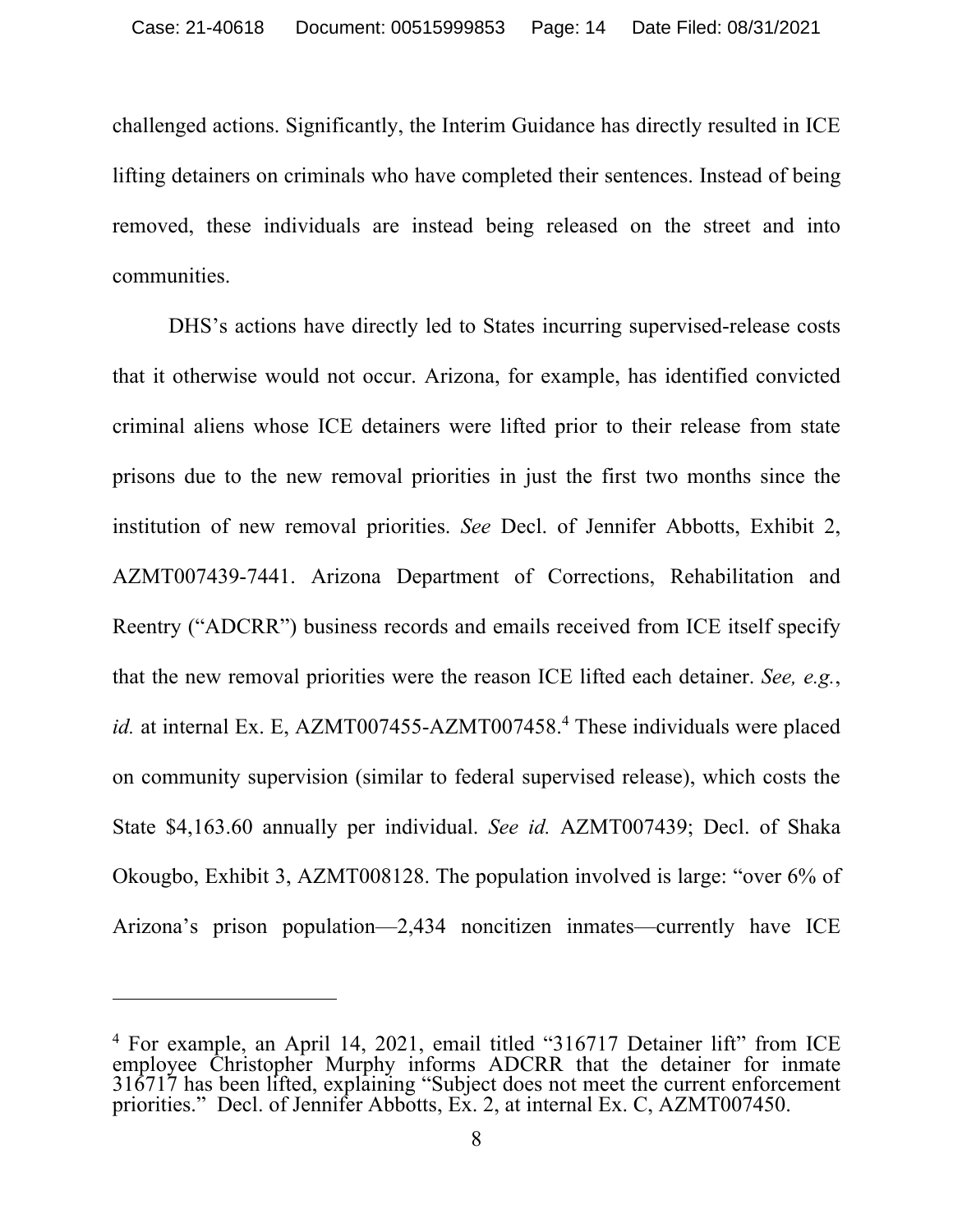challenged actions. Significantly, the Interim Guidance has directly resulted in ICE lifting detainers on criminals who have completed their sentences. Instead of being removed, these individuals are instead being released on the street and into communities.

DHS's actions have directly led to States incurring supervised-release costs that it otherwise would not occur. Arizona, for example, has identified convicted criminal aliens whose ICE detainers were lifted prior to their release from state prisons due to the new removal priorities in just the first two months since the institution of new removal priorities. *See* Decl. of Jennifer Abbotts, Exhibit 2, AZMT007439-7441. Arizona Department of Corrections, Rehabilitation and Reentry ("ADCRR") business records and emails received from ICE itself specify that the new removal priorities were the reason ICE lifted each detainer. *See, e.g.*, *id.* at internal Ex. E, AZMT007455-AZMT007458.[4] These individuals were placed on community supervision (similar to federal supervised release), which costs the State $4,163.60 annually per individual. *See id.* AZMT007439; Decl. of Shaka Okougbo, Exhibit 3, AZMT008128. The population involved is large: "over 6% of Arizona's prison population—2,434 noncitizen inmates—currently have ICE

[4] For example, an April 14, 2021, email titled "316717 Detainer lift" from ICE employee Christopher Murphy informs ADCRR that the detainer for inmate 316717 has been lifted, explaining "Subject does not meet the current enforcement priorities." Decl. of Jennifer Abbotts, Ex. 2, at internal Ex. C, AZMT007450.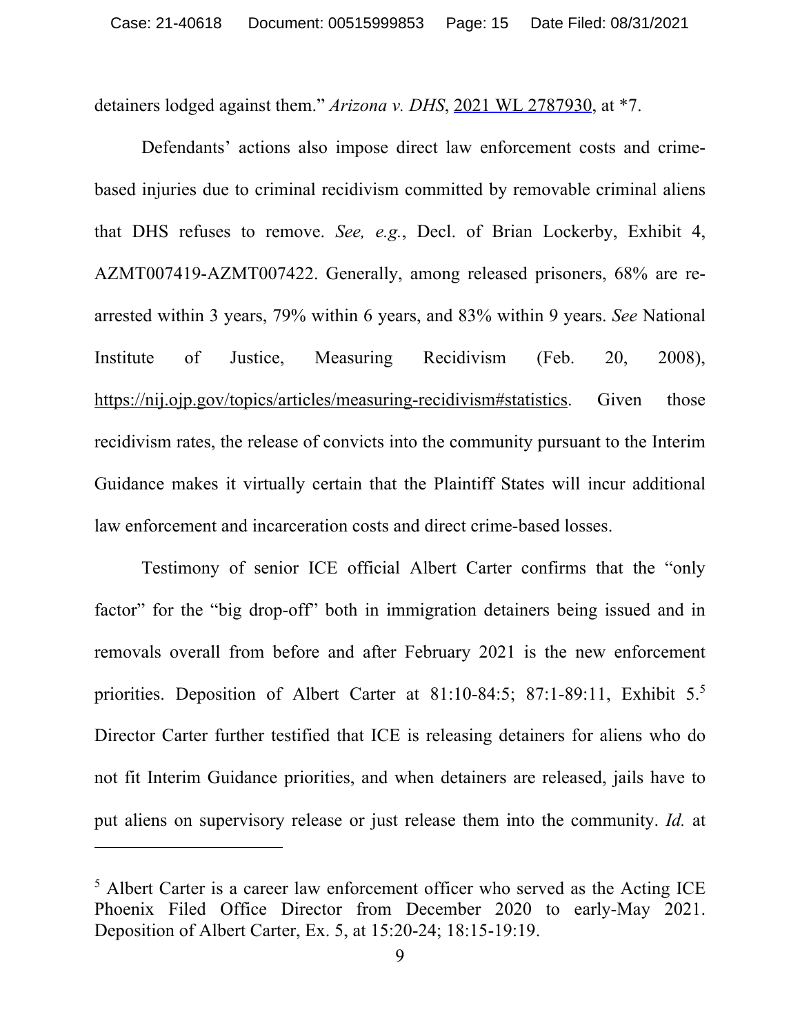detainers lodged against them." *Arizona v. DHS*, 2021 WL 2787930, at *7.

Defendants' actions also impose direct law enforcement costs and crime-based injuries due to criminal recidivism committed by removable criminal aliens that DHS refuses to remove. *See, e.g.*, Decl. of Brian Lockerby, Exhibit 4, AZMT007419-AZMT007422. Generally, among released prisoners, 68% are re-arrested within 3 years, 79% within 6 years, and 83% within 9 years. *See* National Institute of Justice, Measuring Recidivism (Feb. 20, 2008), https://nij.ojp.gov/topics/articles/measuring-recidivism#statistics. Given those recidivism rates, the release of convicts into the community pursuant to the Interim Guidance makes it virtually certain that the Plaintiff States will incur additional law enforcement and incarceration costs and direct crime-based losses.

Testimony of senior ICE official Albert Carter confirms that the "only factor" for the "big drop-off" both in immigration detainers being issued and in removals overall from before and after February 2021 is the new enforcement priorities. Deposition of Albert Carter at 81:10-84:5; 87:1-89:11, Exhibit 5.[5] Director Carter further testified that ICE is releasing detainers for aliens who do not fit Interim Guidance priorities, and when detainers are released, jails have to put aliens on supervisory release or just release them into the community. *Id.* at

---

[5] Albert Carter is a career law enforcement officer who served as the Acting ICE Phoenix Filed Office Director from December 2020 to early-May 2021. Deposition of Albert Carter, Ex. 5, at 15:20-24; 18:15-19:19.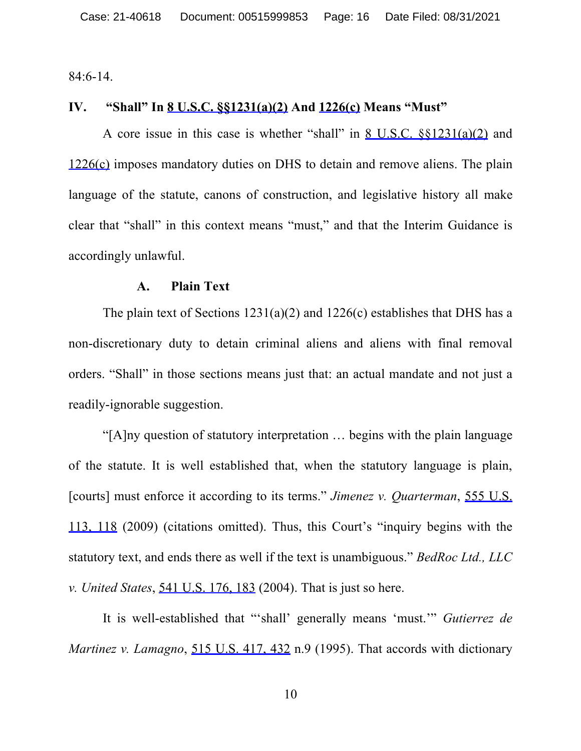84:6-14.

## IV. "Shall" In 8 U.S.C. §§1231(a)(2) And 1226(c) Means "Must"

A core issue in this case is whether "shall" in 8 U.S.C. §§1231(a)(2) and 1226(c) imposes mandatory duties on DHS to detain and remove aliens. The plain language of the statute, canons of construction, and legislative history all make clear that "shall" in this context means "must," and that the Interim Guidance is accordingly unlawful.

### A. Plain Text

The plain text of Sections 1231(a)(2) and 1226(c) establishes that DHS has a non-discretionary duty to detain criminal aliens and aliens with final removal orders. "Shall" in those sections means just that: an actual mandate and not just a readily-ignorable suggestion.

"[A]ny question of statutory interpretation … begins with the plain language of the statute. It is well established that, when the statutory language is plain, [courts] must enforce it according to its terms." *Jimenez v. Quarterman*, 555 U.S. 113, 118 (2009) (citations omitted). Thus, this Court's "inquiry begins with the statutory text, and ends there as well if the text is unambiguous." *BedRoc Ltd., LLC v. United States*, 541 U.S. 176, 183 (2004). That is just so here.

It is well-established that "'shall' generally means 'must.'" *Gutierrez de Martinez v. Lamagno*, 515 U.S. 417, 432 n.9 (1995). That accords with dictionary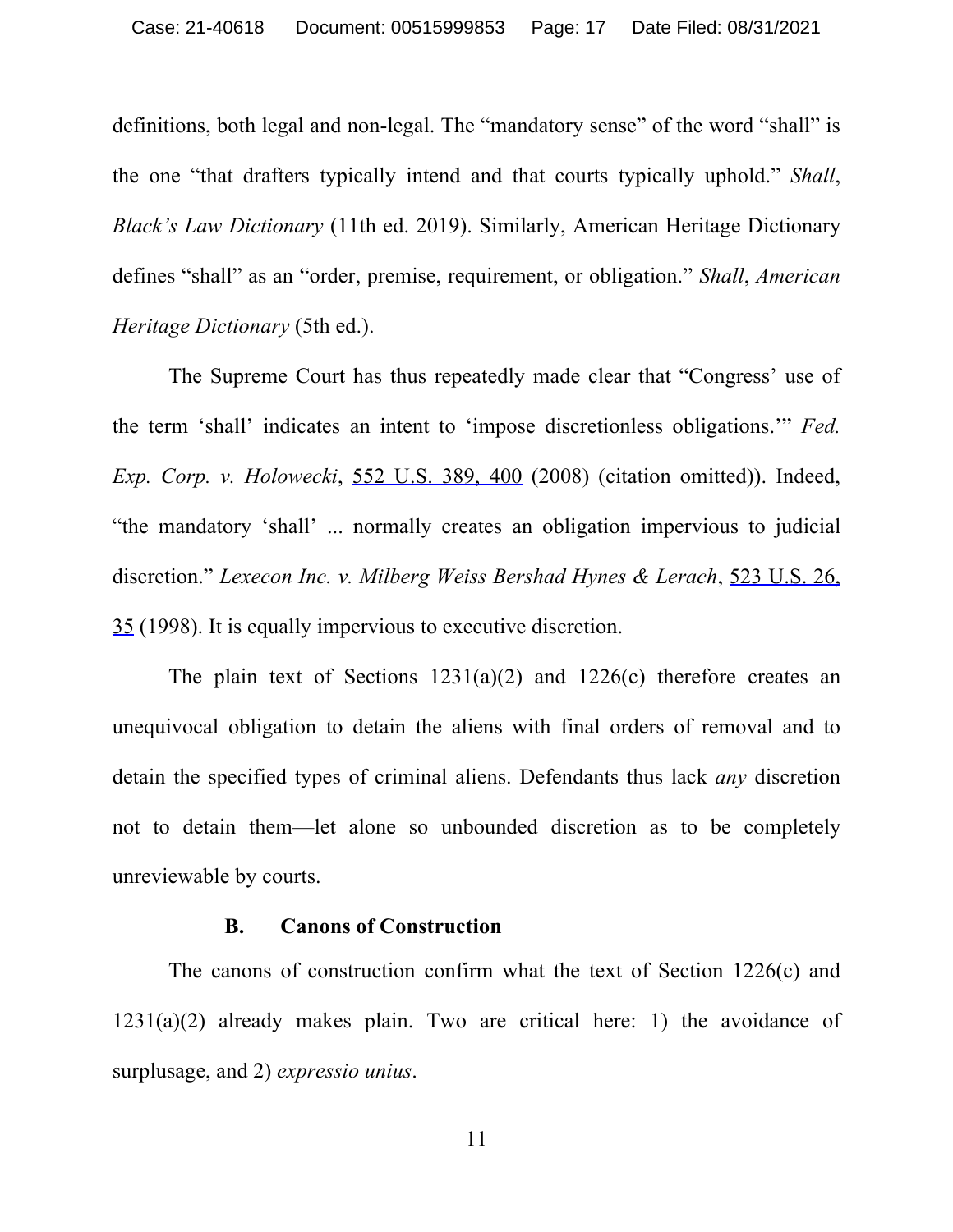definitions, both legal and non-legal. The "mandatory sense" of the word "shall" is the one "that drafters typically intend and that courts typically uphold." *Shall*, *Black's Law Dictionary* (11th ed. 2019). Similarly, American Heritage Dictionary defines "shall" as an "order, premise, requirement, or obligation." *Shall*, *American Heritage Dictionary* (5th ed.).

The Supreme Court has thus repeatedly made clear that "Congress' use of the term 'shall' indicates an intent to 'impose discretionless obligations.'" *Fed. Exp. Corp. v. Holowecki*, 552 U.S. 389, 400 (2008) (citation omitted)). Indeed, "the mandatory 'shall' ... normally creates an obligation impervious to judicial discretion." *Lexecon Inc. v. Milberg Weiss Bershad Hynes & Lerach*, 523 U.S. 26, 35 (1998). It is equally impervious to executive discretion.

The plain text of Sections 1231(a)(2) and 1226(c) therefore creates an unequivocal obligation to detain the aliens with final orders of removal and to detain the specified types of criminal aliens. Defendants thus lack *any* discretion not to detain them—let alone so unbounded discretion as to be completely unreviewable by courts.

### B. Canons of Construction

The canons of construction confirm what the text of Section 1226(c) and 1231(a)(2) already makes plain. Two are critical here: 1) the avoidance of surplusage, and 2) *expressio unius*.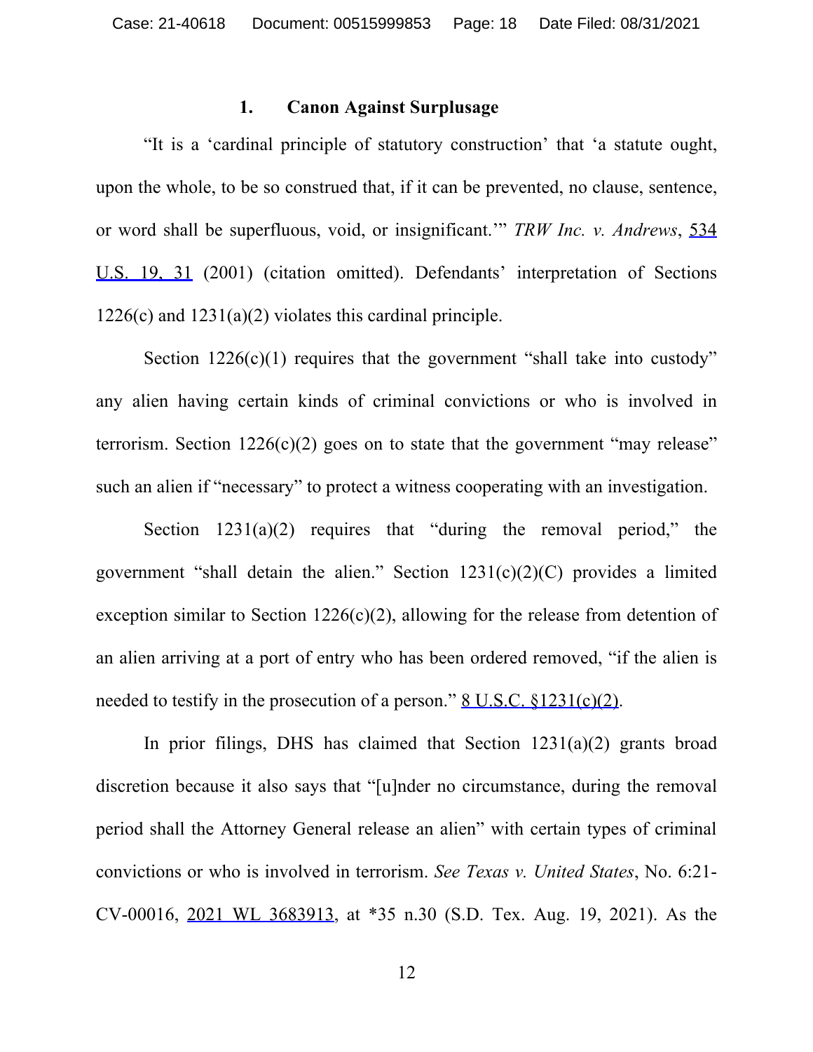### 1. Canon Against Surplusage

"It is a 'cardinal principle of statutory construction' that 'a statute ought, upon the whole, to be so construed that, if it can be prevented, no clause, sentence, or word shall be superfluous, void, or insignificant.'" *TRW Inc. v. Andrews*, 534 U.S. 19, 31 (2001) (citation omitted). Defendants' interpretation of Sections 1226(c) and 1231(a)(2) violates this cardinal principle.

Section 1226(c)(1) requires that the government "shall take into custody" any alien having certain kinds of criminal convictions or who is involved in terrorism. Section 1226(c)(2) goes on to state that the government "may release" such an alien if "necessary" to protect a witness cooperating with an investigation.

Section 1231(a)(2) requires that "during the removal period," the government "shall detain the alien." Section 1231(c)(2)(C) provides a limited exception similar to Section 1226(c)(2), allowing for the release from detention of an alien arriving at a port of entry who has been ordered removed, "if the alien is needed to testify in the prosecution of a person." 8 U.S.C. §1231(c)(2).

In prior filings, DHS has claimed that Section 1231(a)(2) grants broad discretion because it also says that "[u]nder no circumstance, during the removal period shall the Attorney General release an alien" with certain types of criminal convictions or who is involved in terrorism. *See Texas v. United States*, No. 6:21-CV-00016, 2021 WL 3683913, at *35 n.30 (S.D. Tex. Aug. 19, 2021). As the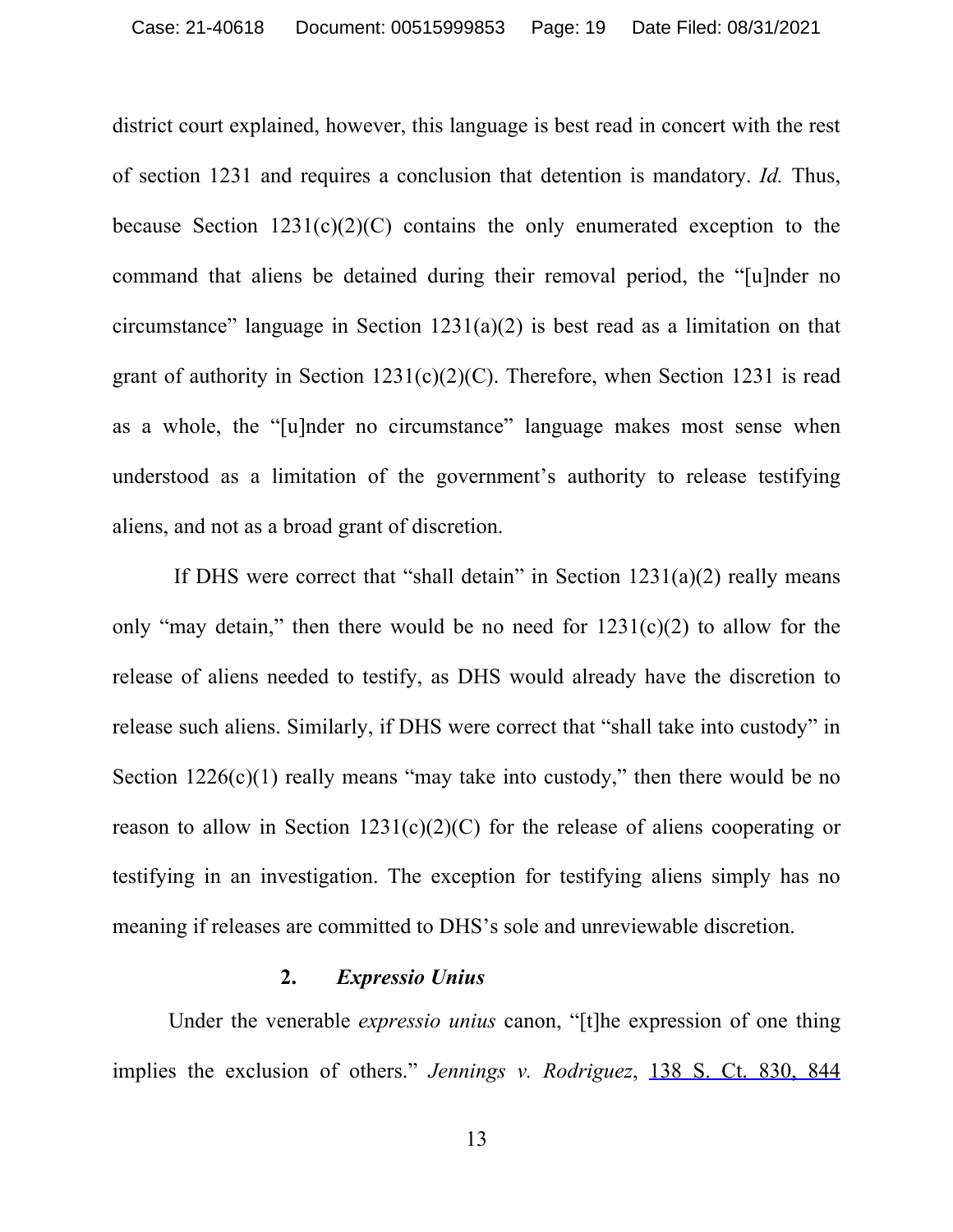district court explained, however, this language is best read in concert with the rest of section 1231 and requires a conclusion that detention is mandatory. *Id.* Thus, because Section 1231(c)(2)(C) contains the only enumerated exception to the command that aliens be detained during their removal period, the "[u]nder no circumstance" language in Section 1231(a)(2) is best read as a limitation on that grant of authority in Section 1231(c)(2)(C). Therefore, when Section 1231 is read as a whole, the "[u]nder no circumstance" language makes most sense when understood as a limitation of the government's authority to release testifying aliens, and not as a broad grant of discretion.

If DHS were correct that "shall detain" in Section 1231(a)(2) really means only "may detain," then there would be no need for 1231(c)(2) to allow for the release of aliens needed to testify, as DHS would already have the discretion to release such aliens. Similarly, if DHS were correct that "shall take into custody" in Section 1226(c)(1) really means "may take into custody," then there would be no reason to allow in Section 1231(c)(2)(C) for the release of aliens cooperating or testifying in an investigation. The exception for testifying aliens simply has no meaning if releases are committed to DHS's sole and unreviewable discretion.

### 2. *Expressio Unius*

Under the venerable *expressio unius* canon, "[t]he expression of one thing implies the exclusion of others." *Jennings v. Rodriguez*, 138 S. Ct. 830, 844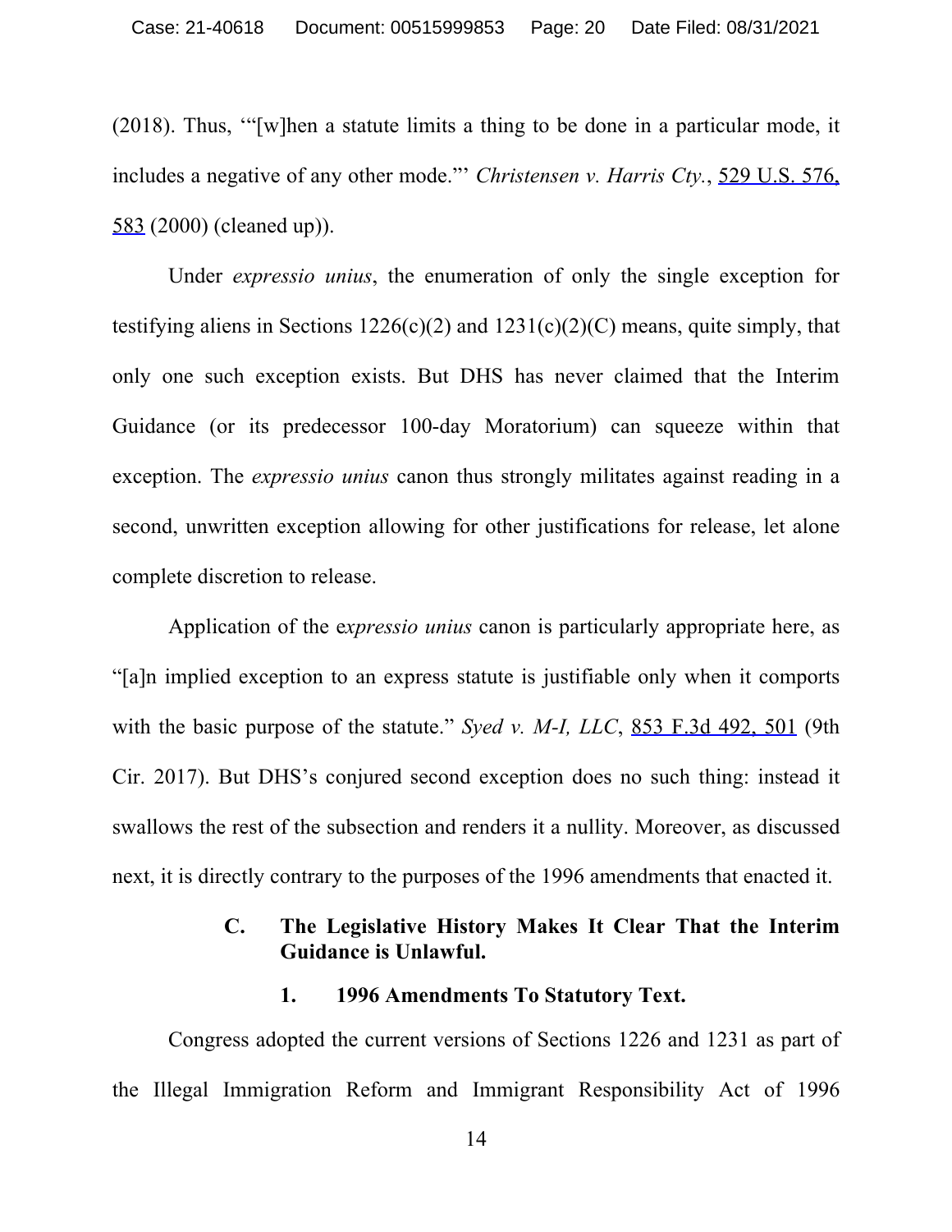(2018). Thus, '"[w]hen a statute limits a thing to be done in a particular mode, it includes a negative of any other mode."' *Christensen v. Harris Cty.*, 529 U.S. 576, 583 (2000) (cleaned up)).

Under *expressio unius*, the enumeration of only the single exception for testifying aliens in Sections 1226(c)(2) and 1231(c)(2)(C) means, quite simply, that only one such exception exists. But DHS has never claimed that the Interim Guidance (or its predecessor 100-day Moratorium) can squeeze within that exception. The *expressio unius* canon thus strongly militates against reading in a second, unwritten exception allowing for other justifications for release, let alone complete discretion to release.

Application of the e*xpressio unius* canon is particularly appropriate here, as "[a]n implied exception to an express statute is justifiable only when it comports with the basic purpose of the statute." *Syed v. M-I, LLC*, 853 F.3d 492, 501 (9th Cir. 2017). But DHS's conjured second exception does no such thing: instead it swallows the rest of the subsection and renders it a nullity. Moreover, as discussed next, it is directly contrary to the purposes of the 1996 amendments that enacted it.

### C. The Legislative History Makes It Clear That the Interim Guidance is Unlawful.

#### 1. 1996 Amendments To Statutory Text.

Congress adopted the current versions of Sections 1226 and 1231 as part of the Illegal Immigration Reform and Immigrant Responsibility Act of 1996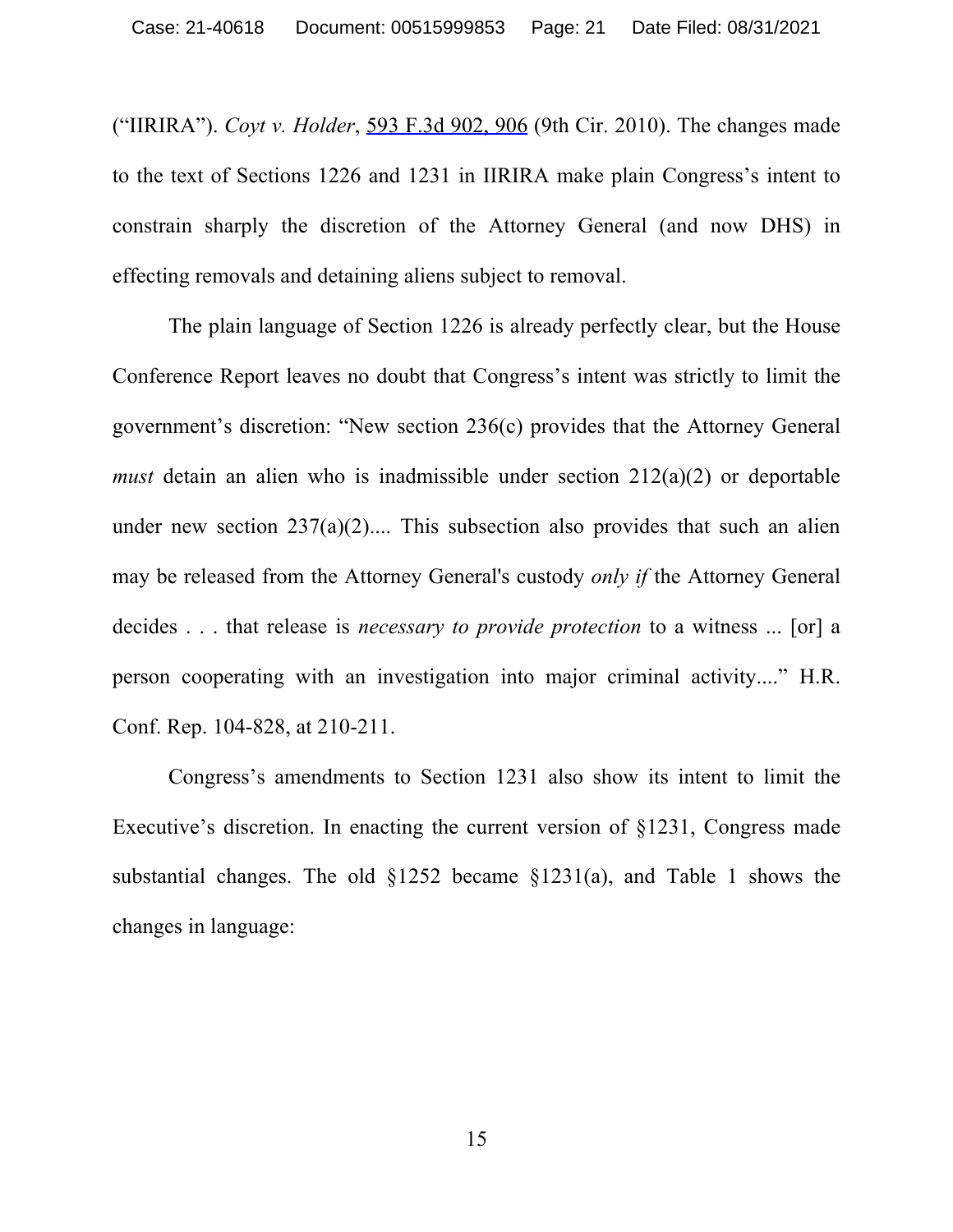("IIRIRA"). *Coyt v. Holder*, 593 F.3d 902, 906 (9th Cir. 2010). The changes made to the text of Sections 1226 and 1231 in IIRIRA make plain Congress's intent to constrain sharply the discretion of the Attorney General (and now DHS) in effecting removals and detaining aliens subject to removal.

The plain language of Section 1226 is already perfectly clear, but the House Conference Report leaves no doubt that Congress's intent was strictly to limit the government's discretion: "New section 236(c) provides that the Attorney General *must* detain an alien who is inadmissible under section 212(a)(2) or deportable under new section 237(a)(2).... This subsection also provides that such an alien may be released from the Attorney General's custody *only if* the Attorney General decides . . . that release is *necessary to provide protection* to a witness ... [or] a person cooperating with an investigation into major criminal activity...." H.R. Conf. Rep. 104-828, at 210-211.

Congress's amendments to Section 1231 also show its intent to limit the Executive's discretion. In enacting the current version of §1231, Congress made substantial changes. The old §1252 became §1231(a), and Table 1 shows the changes in language: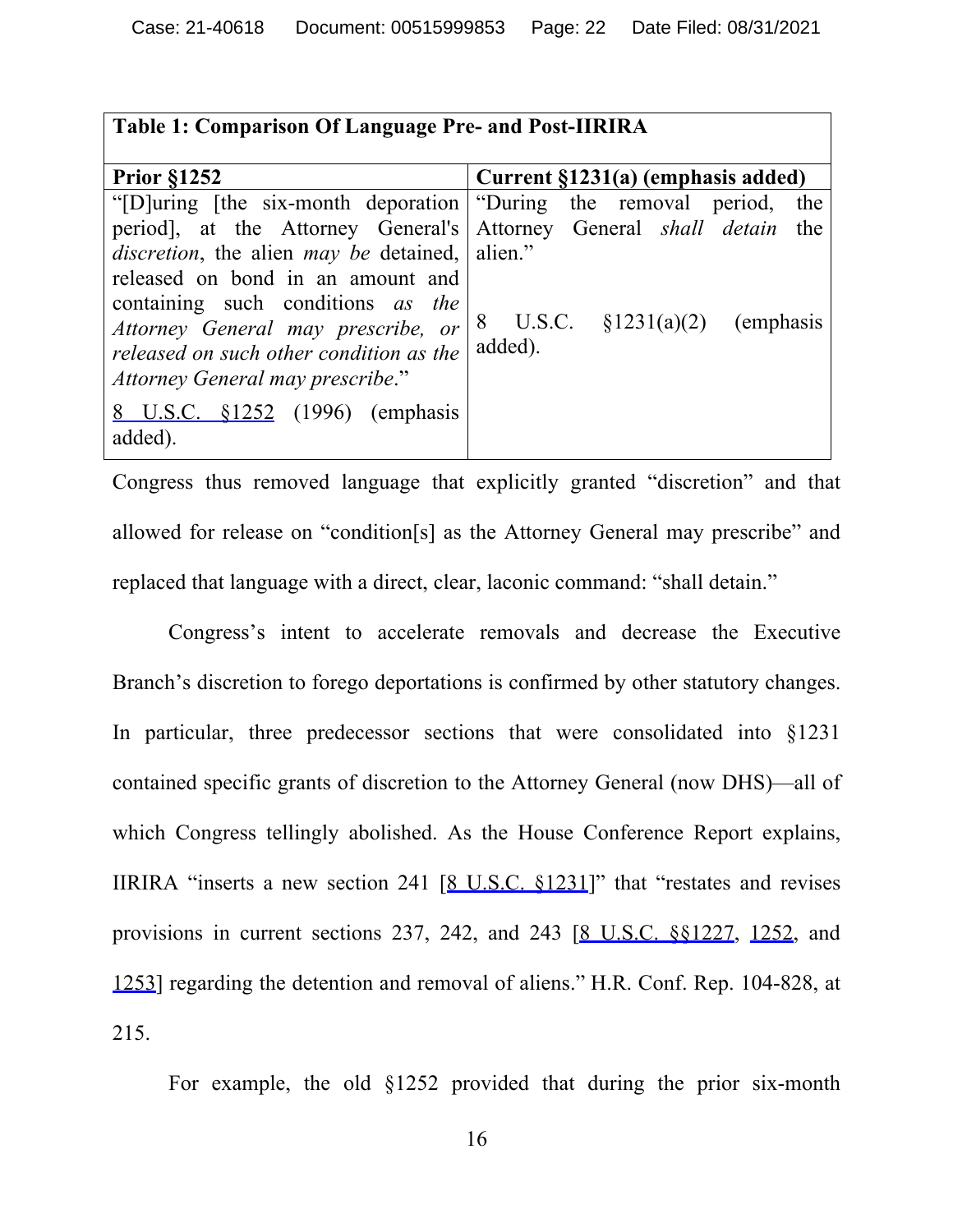| Table 1: Comparison Of Language Pre- and Post-IIRIRA | |
|---|---|
| **Prior §1252** | **Current §1231(a) (emphasis added)** |
| "[D]uring [the six-month deporation period], at the Attorney General's *discretion*, the alien *may be* detained, released on bond in an amount and containing such conditions *as the Attorney General may prescribe, or released on such other condition as the Attorney General may prescribe*."<br><br>8 U.S.C. §1252 (1996) (emphasis added). | "During the removal period, the Attorney General *shall detain* the alien."<br><br>8 U.S.C. §1231(a)(2) (emphasis added). |

Congress thus removed language that explicitly granted "discretion" and that allowed for release on "condition[s] as the Attorney General may prescribe" and replaced that language with a direct, clear, laconic command: "shall detain."

Congress's intent to accelerate removals and decrease the Executive Branch's discretion to forego deportations is confirmed by other statutory changes. In particular, three predecessor sections that were consolidated into §1231 contained specific grants of discretion to the Attorney General (now DHS)—all of which Congress tellingly abolished. As the House Conference Report explains, IIRIRA "inserts a new section 241 [8 U.S.C. §1231]" that "restates and revises provisions in current sections 237, 242, and 243 [8 U.S.C. §§1227, 1252, and 1253] regarding the detention and removal of aliens." H.R. Conf. Rep. 104-828, at 215.

For example, the old §1252 provided that during the prior six-month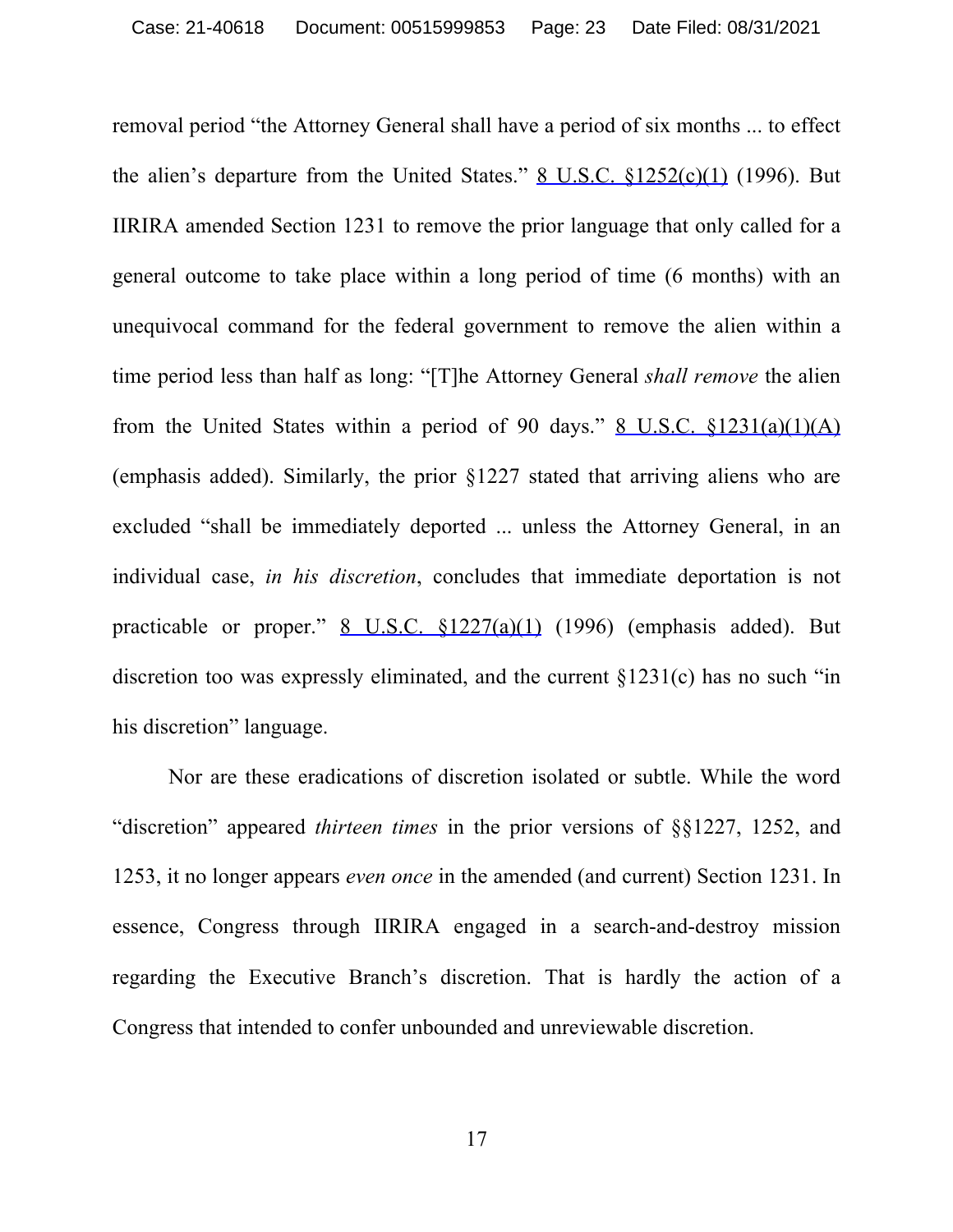removal period "the Attorney General shall have a period of six months ... to effect the alien's departure from the United States." 8 U.S.C. §1252(c)(1) (1996). But IIRIRA amended Section 1231 to remove the prior language that only called for a general outcome to take place within a long period of time (6 months) with an unequivocal command for the federal government to remove the alien within a time period less than half as long: "[T]he Attorney General *shall remove* the alien from the United States within a period of 90 days." 8 U.S.C. §1231(a)(1)(A) (emphasis added). Similarly, the prior §1227 stated that arriving aliens who are excluded "shall be immediately deported ... unless the Attorney General, in an individual case, *in his discretion*, concludes that immediate deportation is not practicable or proper." 8 U.S.C. §1227(a)(1) (1996) (emphasis added). But discretion too was expressly eliminated, and the current §1231(c) has no such "in his discretion" language.

Nor are these eradications of discretion isolated or subtle. While the word "discretion" appeared *thirteen times* in the prior versions of §§1227, 1252, and 1253, it no longer appears *even once* in the amended (and current) Section 1231. In essence, Congress through IIRIRA engaged in a search-and-destroy mission regarding the Executive Branch's discretion. That is hardly the action of a Congress that intended to confer unbounded and unreviewable discretion.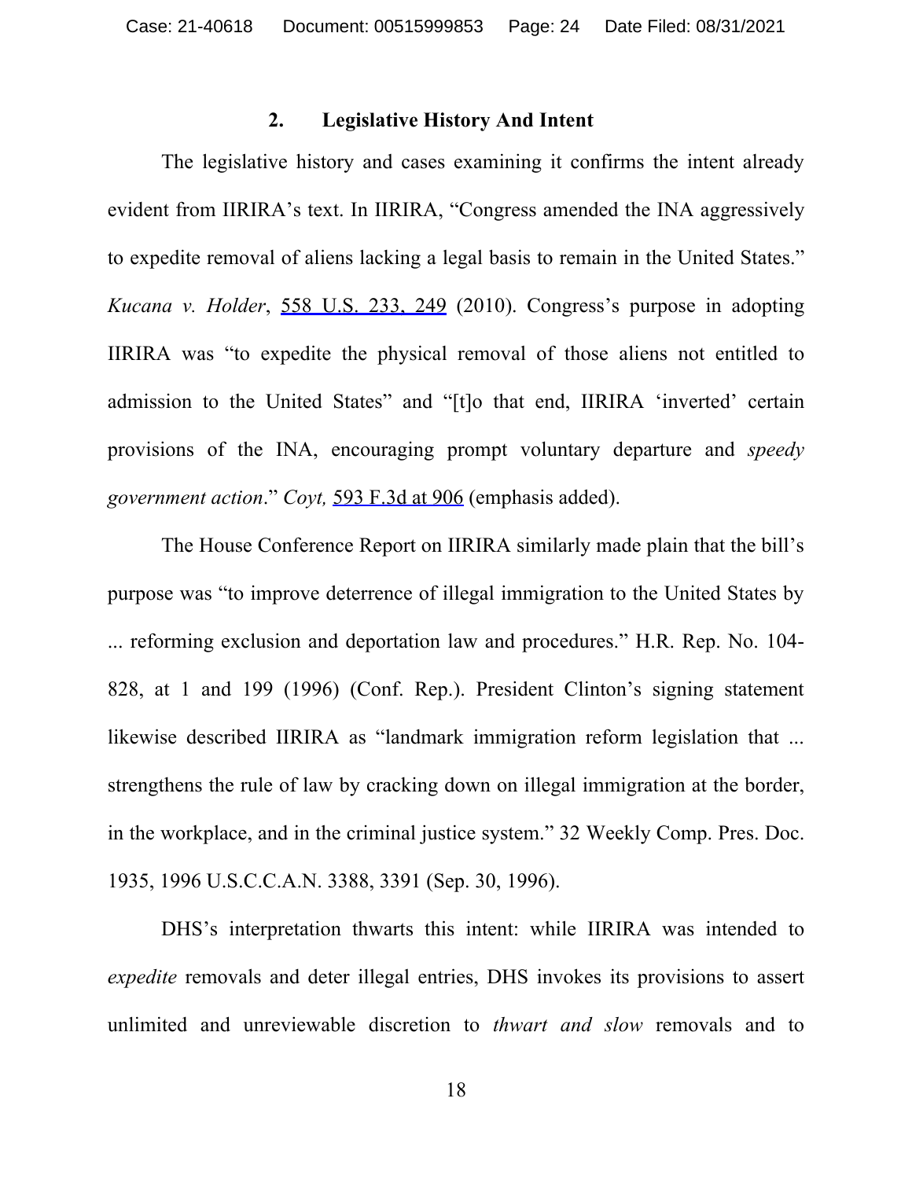### 2. Legislative History And Intent

The legislative history and cases examining it confirms the intent already evident from IIRIRA's text. In IIRIRA, "Congress amended the INA aggressively to expedite removal of aliens lacking a legal basis to remain in the United States." *Kucana v. Holder*, 558 U.S. 233, 249 (2010). Congress's purpose in adopting IIRIRA was "to expedite the physical removal of those aliens not entitled to admission to the United States" and "[t]o that end, IIRIRA 'inverted' certain provisions of the INA, encouraging prompt voluntary departure and *speedy government action*." *Coyt,* 593 F.3d at 906 (emphasis added).

The House Conference Report on IIRIRA similarly made plain that the bill's purpose was "to improve deterrence of illegal immigration to the United States by ... reforming exclusion and deportation law and procedures." H.R. Rep. No. 104-828, at 1 and 199 (1996) (Conf. Rep.). President Clinton's signing statement likewise described IIRIRA as "landmark immigration reform legislation that ... strengthens the rule of law by cracking down on illegal immigration at the border, in the workplace, and in the criminal justice system." 32 Weekly Comp. Pres. Doc. 1935, 1996 U.S.C.C.A.N. 3388, 3391 (Sep. 30, 1996).

DHS's interpretation thwarts this intent: while IIRIRA was intended to *expedite* removals and deter illegal entries, DHS invokes its provisions to assert unlimited and unreviewable discretion to *thwart and slow* removals and to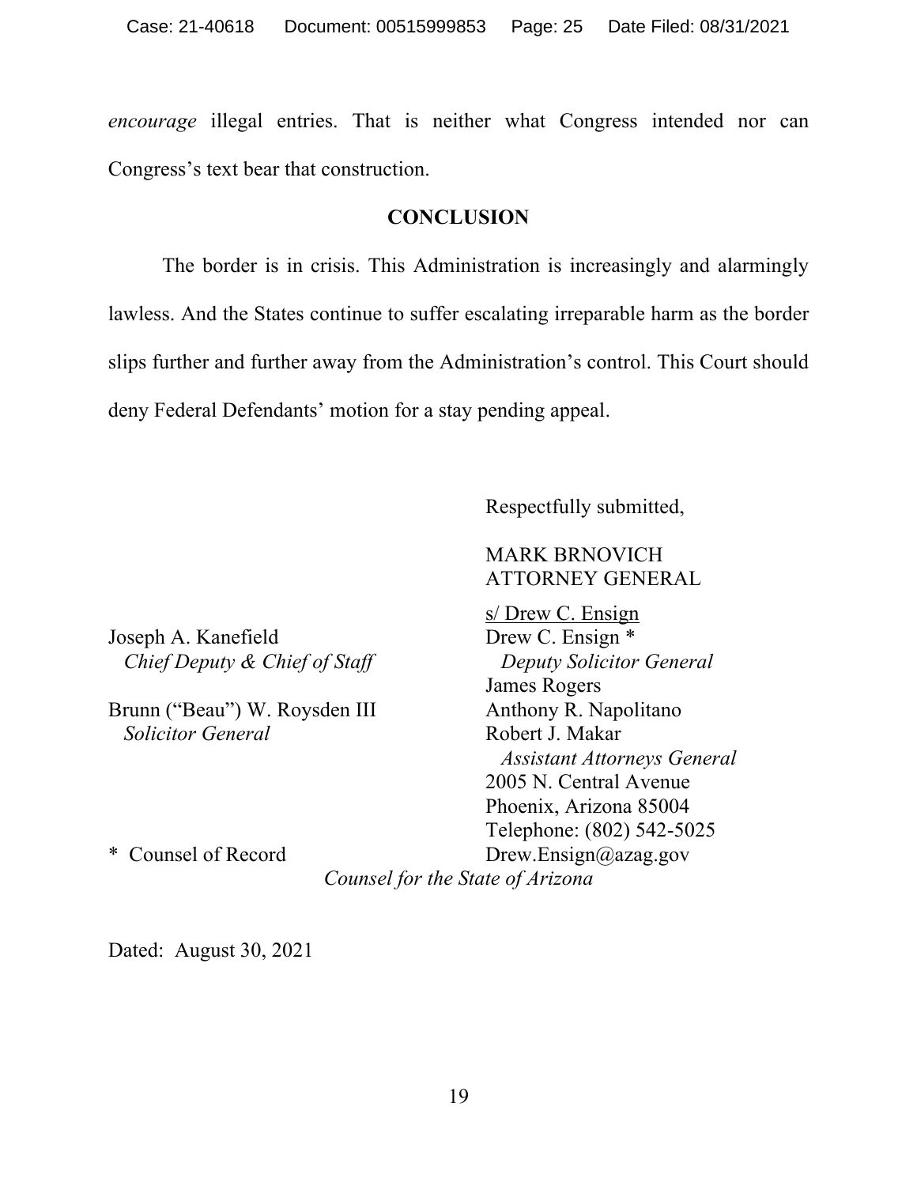*encourage* illegal entries. That is neither what Congress intended nor can Congress's text bear that construction.

## CONCLUSION

The border is in crisis. This Administration is increasingly and alarmingly lawless. And the States continue to suffer escalating irreparable harm as the border slips further and further away from the Administration's control. This Court should deny Federal Defendants' motion for a stay pending appeal.

Respectfully submitted,

MARK BRNOVICH
ATTORNEY GENERAL

s/ Drew C. Ensign
Drew C. Ensign *
*Deputy Solicitor General*
James Rogers
Anthony R. Napolitano
Robert J. Makar
*Assistant Attorneys General*
2005 N. Central Avenue
Phoenix, Arizona 85004
Telephone: (802) 542-5025
Drew.Ensign@azag.gov

Joseph A. Kanefield
*Chief Deputy & Chief of Staff*

Brunn ("Beau") W. Roysden III
*Solicitor General*

\* Counsel of Record

*Counsel for the State of Arizona*

Dated: August 30, 2021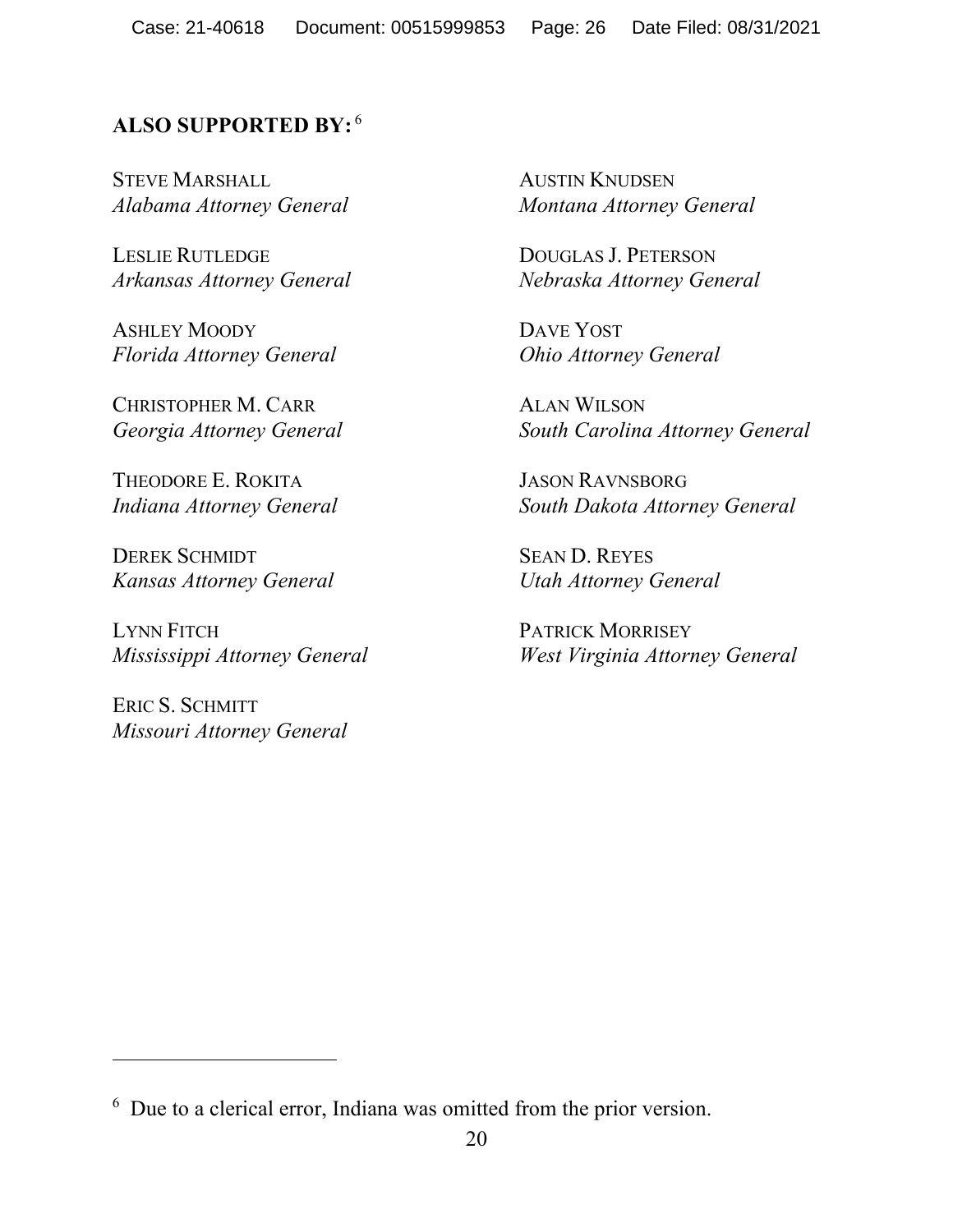**ALSO SUPPORTED BY:** [6]

STEVE MARSHALL
*Alabama Attorney General*

LESLIE RUTLEDGE
*Arkansas Attorney General*

ASHLEY MOODY
*Florida Attorney General*

CHRISTOPHER M. CARR
*Georgia Attorney General*

THEODORE E. ROKITA
*Indiana Attorney General*

DEREK SCHMIDT
*Kansas Attorney General*

LYNN FITCH
*Mississippi Attorney General*

ERIC S. SCHMITT
*Missouri Attorney General*

AUSTIN KNUDSEN
*Montana Attorney General*

DOUGLAS J. PETERSON
*Nebraska Attorney General*

DAVE YOST
*Ohio Attorney General*

ALAN WILSON
*South Carolina Attorney General*

JASON RAVNSBORG
*South Dakota Attorney General*

SEAN D. REYES
*Utah Attorney General*

PATRICK MORRISEY
*West Virginia Attorney General*

---

[6] Due to a clerical error, Indiana was omitted from the prior version.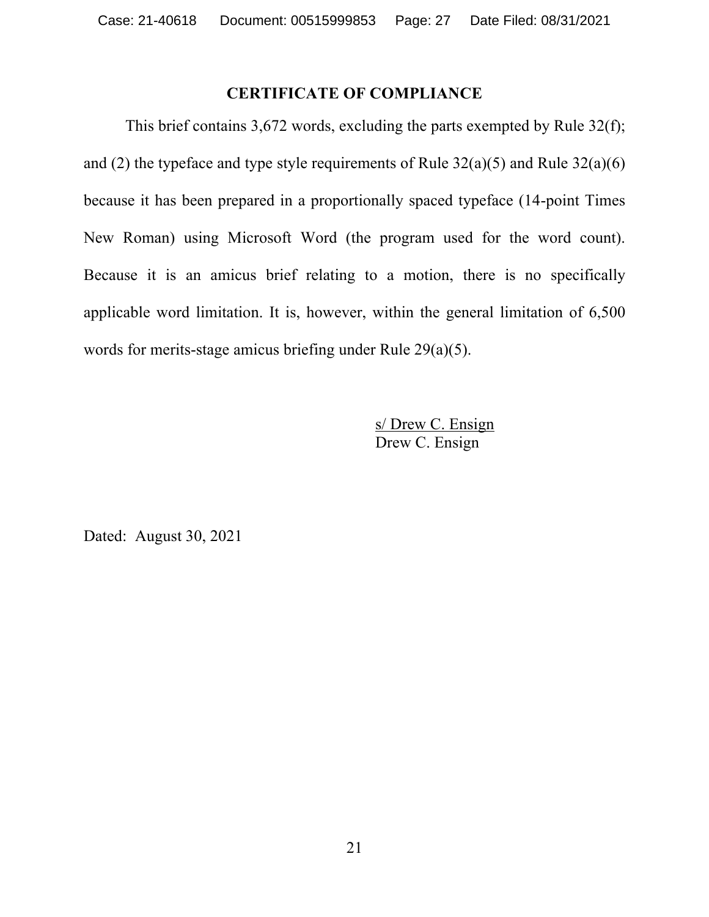**CERTIFICATE OF COMPLIANCE**

This brief contains 3,672 words, excluding the parts exempted by Rule 32(f); and (2) the typeface and type style requirements of Rule 32(a)(5) and Rule 32(a)(6) because it has been prepared in a proportionally spaced typeface (14-point Times New Roman) using Microsoft Word (the program used for the word count). Because it is an amicus brief relating to a motion, there is no specifically applicable word limitation. It is, however, within the general limitation of 6,500 words for merits-stage amicus briefing under Rule 29(a)(5).

s/ Drew C. Ensign
Drew C. Ensign

Dated: August 30, 2021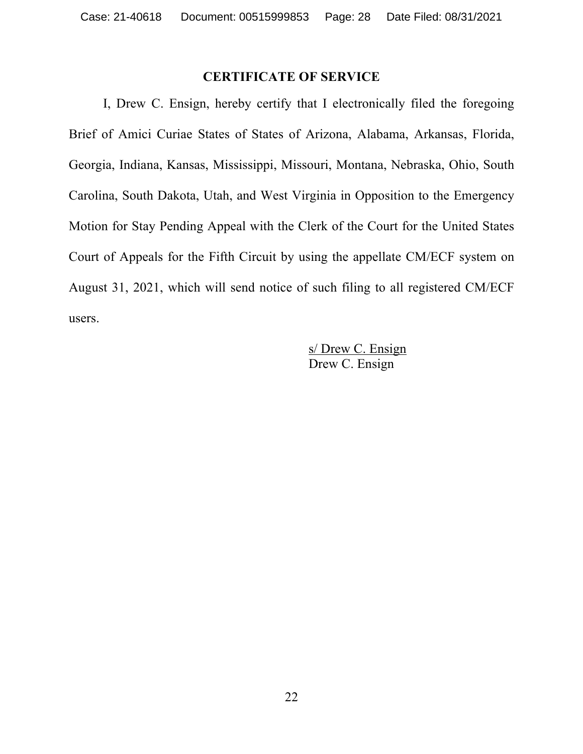## CERTIFICATE OF SERVICE

I, Drew C. Ensign, hereby certify that I electronically filed the foregoing Brief of Amici Curiae States of States of Arizona, Alabama, Arkansas, Florida, Georgia, Indiana, Kansas, Mississippi, Missouri, Montana, Nebraska, Ohio, South Carolina, South Dakota, Utah, and West Virginia in Opposition to the Emergency Motion for Stay Pending Appeal with the Clerk of the Court for the United States Court of Appeals for the Fifth Circuit by using the appellate CM/ECF system on August 31, 2021, which will send notice of such filing to all registered CM/ECF users.

s/ Drew C. Ensign
Drew C. Ensign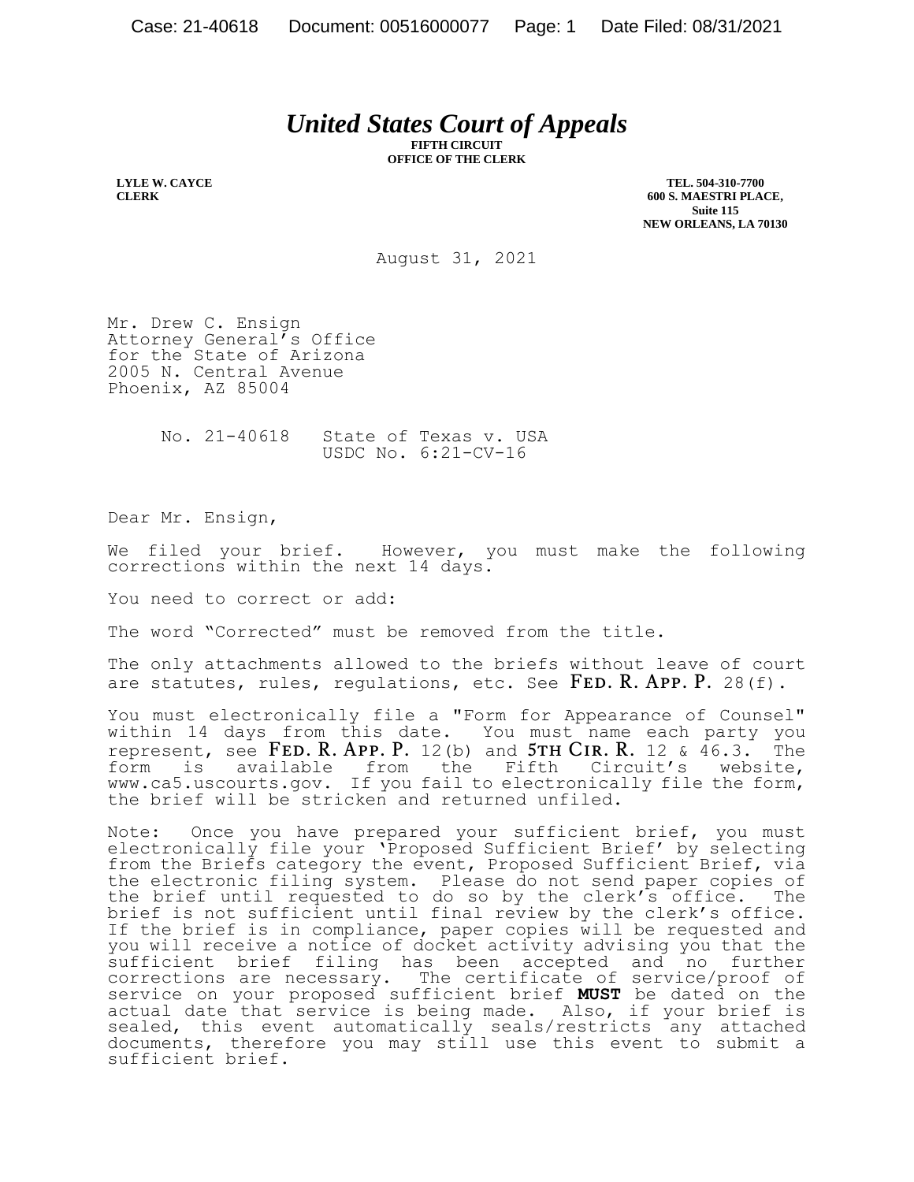# *United States Court of Appeals*

**FIFTH CIRCUIT**
**OFFICE OF THE CLERK**

**LYLE W. CAYCE**
**CLERK**

**TEL. 504-310-7700**
**600 S. MAESTRI PLACE,**
**Suite 115**
**NEW ORLEANS, LA 70130**

August 31, 2021

Mr. Drew C. Ensign
Attorney General's Office
for the State of Arizona
2005 N. Central Avenue
Phoenix, AZ 85004

No. 21-40618 State of Texas v. USA
USDC No. 6:21-CV-16

Dear Mr. Ensign,

We filed your brief. However, you must make the following corrections within the next 14 days.

You need to correct or add:

The word "Corrected" must be removed from the title.

The only attachments allowed to the briefs without leave of court are statutes, rules, regulations, etc. See FED. R. APP. P. 28(f).

You must electronically file a "Form for Appearance of Counsel" within 14 days from this date. You must name each party you represent, see FED. R. APP. P. 12(b) and 5TH CIR. R. 12 & 46.3. The form is available from the Fifth Circuit's website, www.ca5.uscourts.gov. If you fail to electronically file the form, the brief will be stricken and returned unfiled.

Note: Once you have prepared your sufficient brief, you must electronically file your 'Proposed Sufficient Brief' by selecting from the Briefs category the event, Proposed Sufficient Brief, via the electronic filing system. Please do not send paper copies of the brief until requested to do so by the clerk's office. The brief is not sufficient until final review by the clerk's office. If the brief is in compliance, paper copies will be requested and you will receive a notice of docket activity advising you that the sufficient brief filing has been accepted and no further corrections are necessary. The certificate of service/proof of service on your proposed sufficient brief **MUST** be dated on the actual date that service is being made. Also, if your brief is sealed, this event automatically seals/restricts any attached documents, therefore you may still use this event to submit a sufficient brief.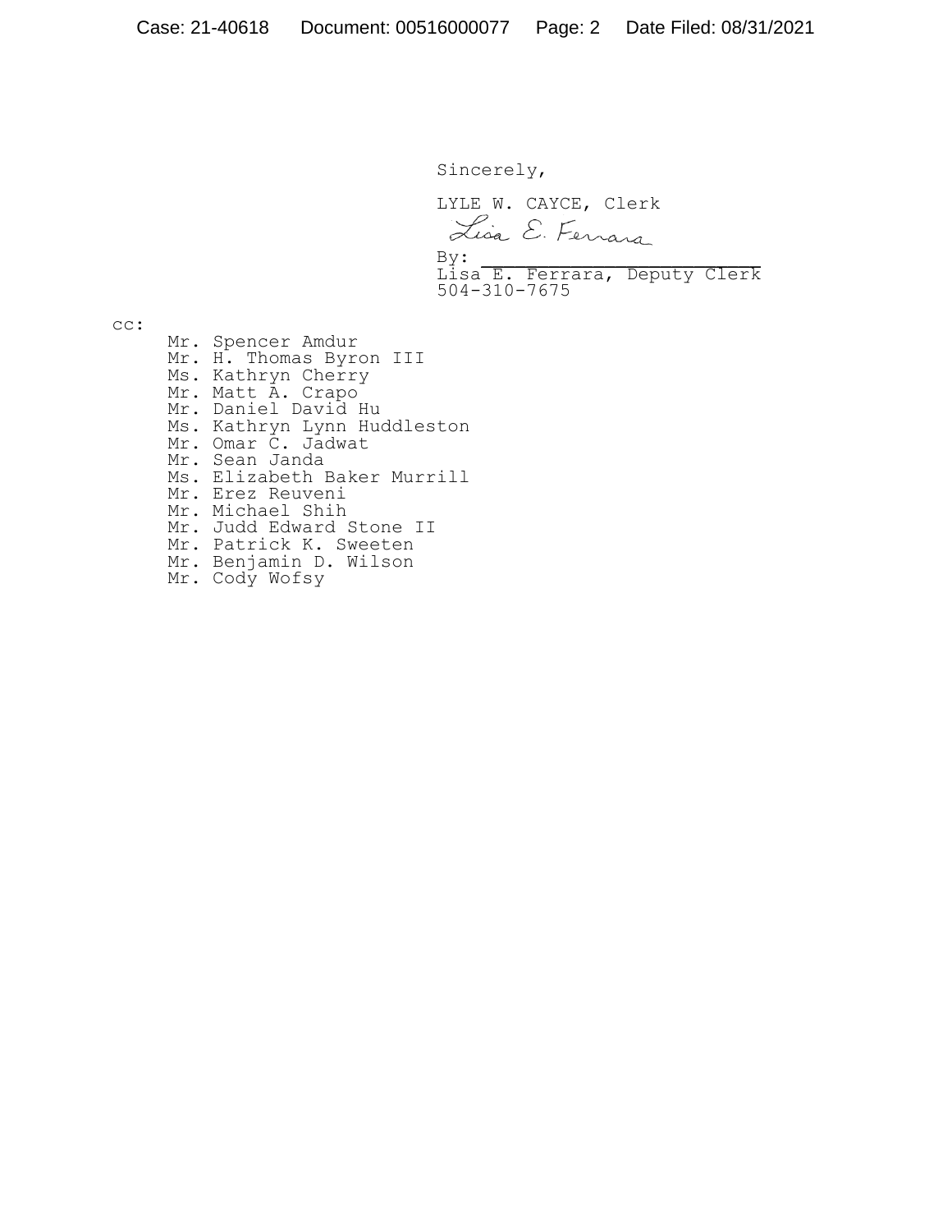Sincerely,

LYLE W. CAYCE, Clerk

By: Lisa E. Ferrara

Lisa E. Ferrara, Deputy Clerk
504-310-7675

cc:

- Mr. Spencer Amdur
- Mr. H. Thomas Byron III
- Ms. Kathryn Cherry
- Mr. Matt A. Crapo
- Mr. Daniel David Hu
- Ms. Kathryn Lynn Huddleston
- Mr. Omar C. Jadwat
- Mr. Sean Janda
- Ms. Elizabeth Baker Murrill
- Mr. Erez Reuveni
- Mr. Michael Shih
- Mr. Judd Edward Stone II
- Mr. Patrick K. Sweeten
- Mr. Benjamin D. Wilson
- Mr. Cody Wofsy